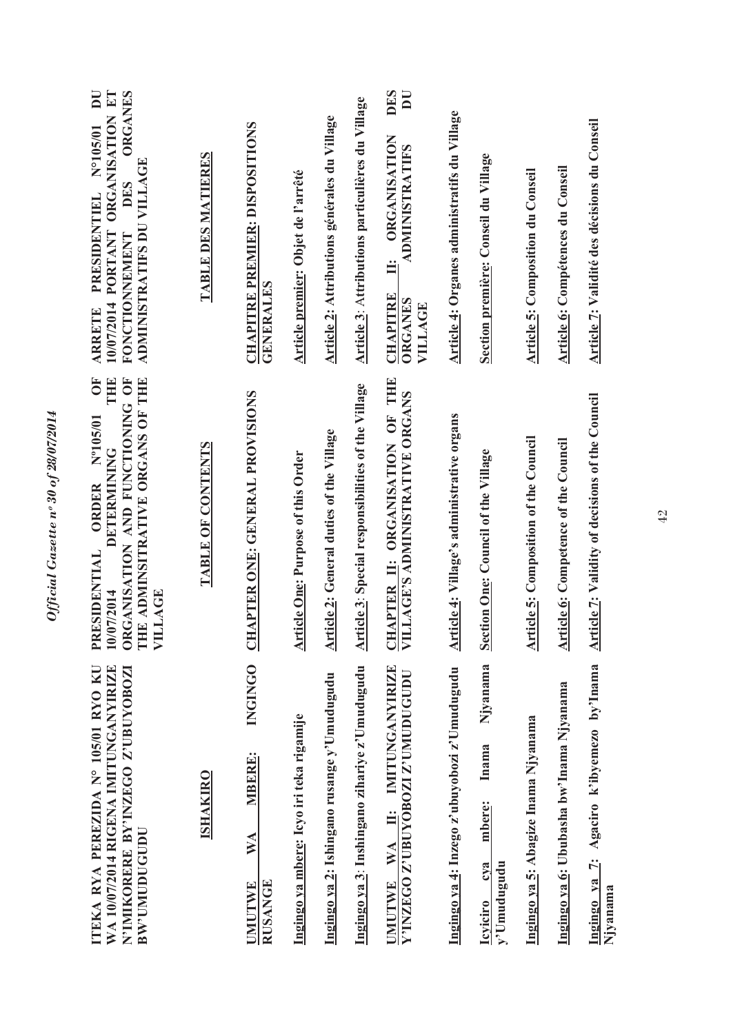**ITEKA RYA PEREZIDA N° 105/01 RYO KU WA 10/07/2014 RIGENA IMITUNGANYIRIZE N'IMIKORERE BY'INZEGO Z'UBUYOBOZI BW'UMUDUGUDU**

**ISHAKIRO**

**UMUTWE WA MBERE: INGINGO RUSANGE**

**Ingingo ya mbere**: Icyo iri teka rigamije

**Ingingo ya 2**: Ishingano rusange y'Umudugudu

**Ingingo ya 3**: Inshingano zihariye z'Umudugudu

**UMUTWE WA II: IMITUNGANYIRIZE Y'INZEGO Z'UBUYOBOZI Z'UMUDUDUGUDU**

**Ingingo ya 4**: Inzego z'ubuyobozi z'Umudugudu

**Icyiciro cya mbere**: Inama Njyanama y'Umudugudu

**Ingingo ya 5**: Abagize Inama Njyanama

**Ingingo ya 6**: Ububasha bw'Inama Njyanama

**Ingingo ya 7**: Agaciro k'ibyemezo by'Inama Njyanama

**PRESIDENTIAL ORDER N°105/01 OF 10/07/2014 DETERMINING THE ORGANISATION AND FUNCTIONING OF THE ADMINSITRATIVE ORGANS OF THE VILLAGE**

**TABLE OF CONTENTS**

**CHAPTER ONE: GENERAL PROVISIONS**

**Article One**: Purpose of this Order

**Article 2**: General duties of the Village

**Article 3**: Special responsibilities of the Village

**CHAPTER II: ORGANISATION OF THE VILLAGE'S ADMINISTRATIVE ORGANS**

**Article 4**: Village's administrative organs

**Section One**: Council of the Village

**Article 5**: Composition of the Council

**Article 6**: Competence of the Council

**Article 7**: Validity of decisions of the Council

**ARRETE PRESIDENTIEL N°105/01 DU 10/07/2014 PORTANT ORGANISATION ET FONCTIONNEMENT DES ORGANES ADMINISTRATIFS DU VILLAGE**

**TABLE DES MATIERES**

**CHAPITRE PREMIER: DISPOSITIONS GENERALES**

**Article premier**: Objet de l'arrêté

**Article 2**: Attributions générales du Village

**Article 3**: Attributions particulières du Village

**CHAPITRE II: ORGANISATION DES ORGANES ADMINISTRATIFS DU VILLAGE**

**Article 4**: Organes administratifs du Village

**Section première**: Conseil du Village

**Article 5**: Composition du Conseil

**Article 6**: Compétences du Conseil

**Article 7**: Validité des décisions du Conseil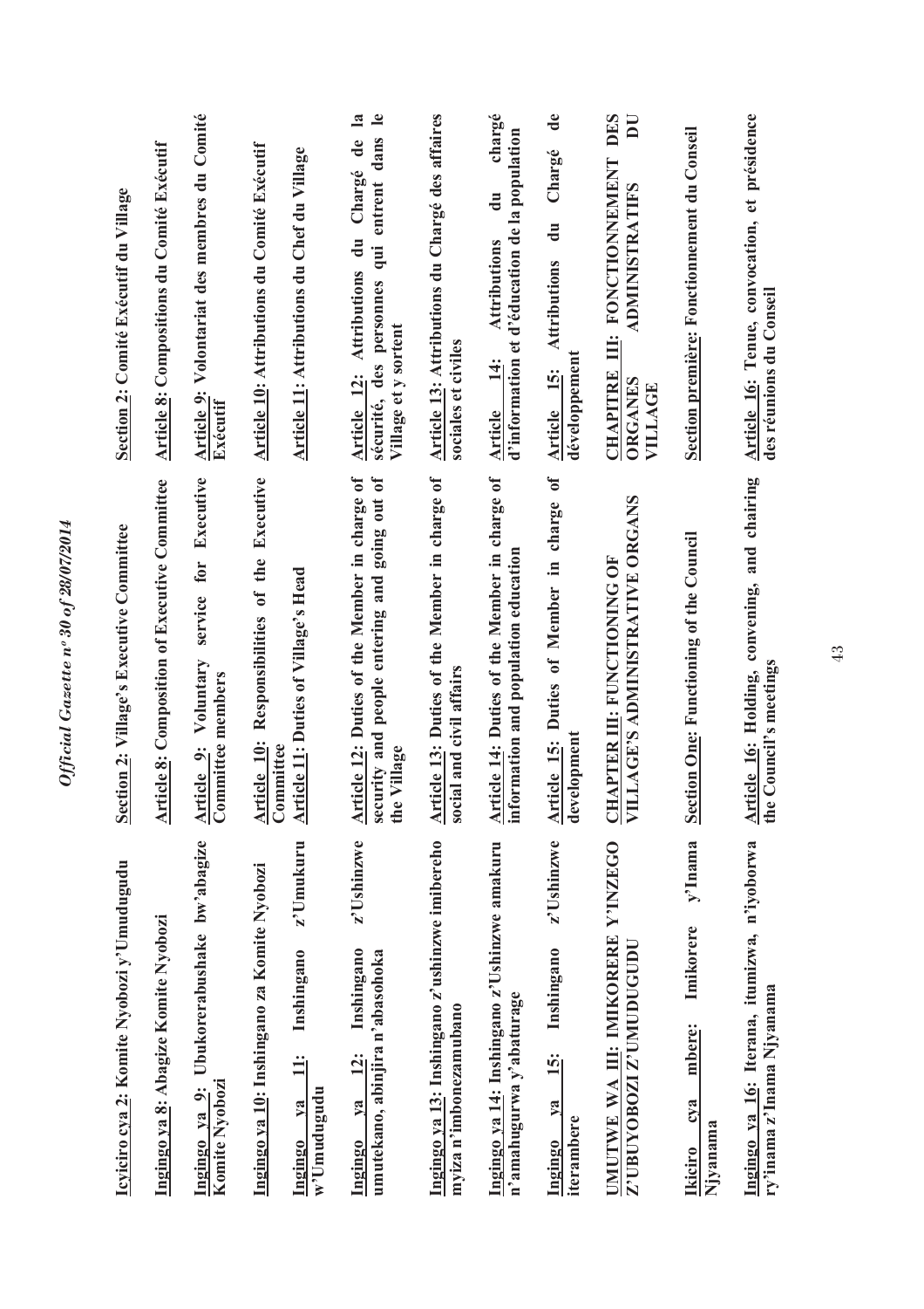| | | |
|---|---|---|
| **Icyiciro cya 2: Komite Nyobozi y'Umudugudu** | **Section 2: Village's Executive Committee** | **Section 2: Comité Exécutif du Village** |
| **Ingingo ya 8: Abagize Komite Nyobozi** | **Article 8: Composition of Executive Committee** | **Article 8: Compositions du Comité Exécutif** |
| **Ingingo ya 9: Ubukorerabushake bw'abagize Komite Nyobozi** | **Article 9: Voluntary service for Executive Committee members** | **Article 9: Volontariat des membres du Comité Exécutif** |
| **Ingingo ya 10: Inshingano za Komite Nyobozi** | **Article 10: Responsibilities of the Executive Committee** | **Article 10: Attributions du Comité Exécutif** |
| **Ingingo ya 11: Inshingano z'Umukuru w'Umudugudu** | **Article 11: Duties of Village's Head** | **Article 11: Attributions du Chef du Village** |
| **Ingingo ya 12: Inshingano z'Ushinzwe umutekano, abinjira n'abasohoka** | **Article 12: Duties of the Member in charge of security and people entering and going out of the Village** | **Article 12: Attributions du Chargé de la sécurité, des personnes qui entrent dans le Village et y sortent** |
| **Ingingo ya 13: Inshingano z'ushinzwe imibereho myiza n'imbonezamubano** | **Article 13: Duties of the Member in charge of social and civil affairs** | **Article 13: Attributions du Chargé des affaires sociales et civiles** |
| **Ingingo ya 14: Inshingano z'Ushinzwe amakuru n'amahugurwa y'abaturage** | **Article 14: Duties of the Member in charge of information and population education** | **Article 14: Attributions du chargé d'information et d'éducation de la population** |
| **Ingingo ya 15: Inshingano z'Ushinzwe iterambere** | **Article 15: Duties of Member in charge of development** | **Article 15: Attributions du Chargé de développement** |
| **UMUTWE WA III: IMIKORERE Y'INZEGO Z'UBUYOBOZI Z'UMUDUGUDU** | **CHAPTER III: FUNCTIONING OF VILLAGE'S ADMINISTRATIVE ORGANS** | **CHAPITRE III: FONCTIONNEMENT DES ORGANES ADMINISTRATIFS DU VILLAGE** |
| **Ikiciro cya mbere: Imikorere y'Inama Njyanama** | **Section One: Functioning of the Council** | **Section première: Fonctionnement du Conseil** |
| **Ingingo ya 16: Iterana, itumizwa, n'iyoborwa ry'inama z'Inama Njyanama** | **Article 16: Holding, convening, and chairing the Council's meetings** | **Article 16: Tenue, convocation, et présidence des réunions du Conseil** |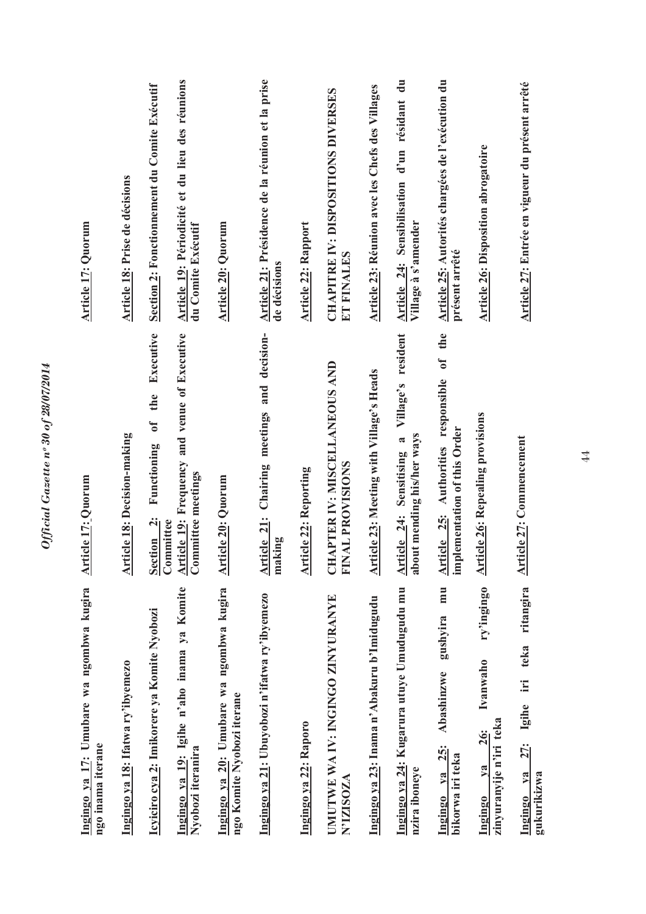| Kinyarwanda | English | Français |
|---|---|---|
| **Ingingo ya 17: Umubare wa ngombwa kugira ngo inama iterane** | **Article 17: Quorum** | **Article 17: Quorum** |
| **Ingingo ya 18: Ifatwa ry'ibyemezo** | **Article 18: Decision-making** | **Article 18: Prise de décisions** |
| **Icyiciro cya 2: Imikorere ya Komite Nyobozi** | **Section 2: Functioning of the Executive Committee** | **Section 2: Fonctionnement du Comite Exécutif** |
| **Ingingo ya 19: Igihe n'aho inama ya Komite Nyobozi iteranira** | **Article 19: Frequency and venue of Executive Committee meetings** | **Article 19: Périodicité et du lieu des réunions du Comite Exécutif** |
| **Ingingo ya 20: Umubare wa ngombwa kugira ngo Komite Nyobozi iterane** | **Article 20: Quorum** | **Article 20: Quorum** |
| **Ingingo ya 21: Ubuyobozi n'ifatwa ry'ibyemezo** | **Article 21: Chairing meetings and decision-making** | **Article 21: Présidence de la réunion et la prise de décisions** |
| **Ingingo ya 22: Raporo** | **Article 22: Reporting** | **Article 22: Rapport** |
| **UMUTWE WA IV: INGINGO ZINYURANYE N'IZISOZA** | **CHAPTER IV: MISCELLANEOUS AND FINAL PROVISIONS** | **CHAPITRE IV: DISPOSITIONS DIVERSES ET FINALES** |
| **Ingingo ya 23: Inama n'Abakuru b'Imidugudu** | **Article 23: Meeting with Village's Heads** | **Article 23: Réunion avec les Chefs des Villages** |
| **Ingingo ya 24: Kugarura utuye Umudugudu mu nzira iboneye** | **Article 24: Sensitising a Village's resident about mending his/her ways** | **Article 24: Sensibilisation d'un résidant du Village à s'amender** |
| **Ingingo ya 25: Abashinzwe gushyira mu bikorwa iri teka** | **Article 25: Authorities responsible of the implementation of this Order** | **Article 25: Autorités chargées de l'exécution du présent arrêté** |
| **Ingingo ya 26: Ivanwaho ry'ingingo zinyuranyije n'iri teka** | **Article 26: Repealing provisions** | **Article 26: Disposition abrogatoire** |
| **Ingingo ya 27: Igihe iri teka ritangira gukurikizwa** | **Article 27: Commencement** | **Article 27: Entrée en vigueur du présent arrêté** |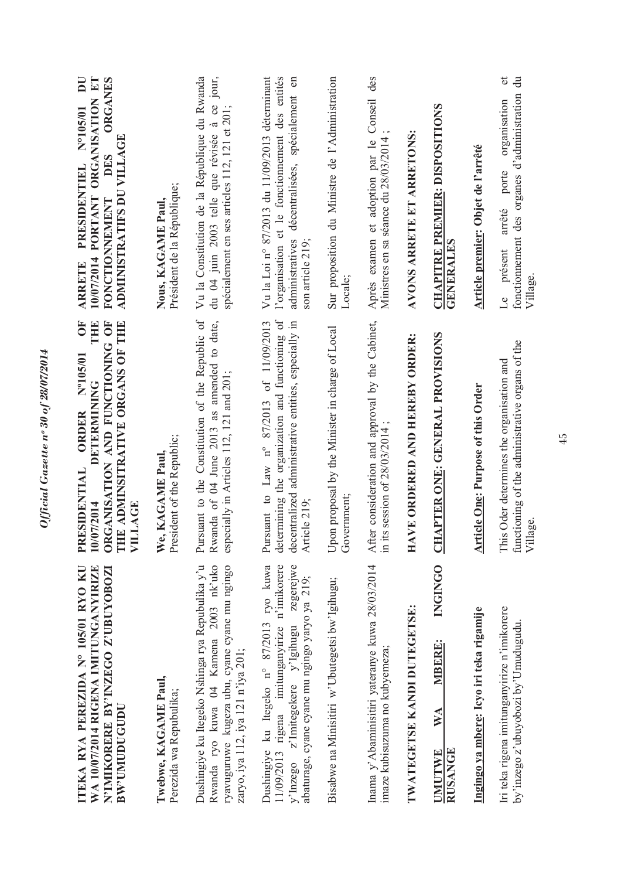**ITEKA RYA PEREZIDA N° 105/01 RYO KU WA 10/07/2014 RIGENA IMITUNGANYIRIZE N'IMIKORERE BY'INZEGO Z'UBUYOBOZI BW'UMUDUGUDU**

**Twebwe, KAGAME Paul,**
Perezida wa Repubulika;

Dushingiye ku Itegeko Nshinga rya Repubulika y'u Rwanda ryo kuwa 04 Kamena 2003 nk'uko ryavuguruwe kugeza ubu, cyane cyane mu ngingo zaryo, iya 112, iya 121 n'iya 201;

Dushingiye ku Itegeko n° 87/2013 ryo kuwa 11/09/2013 rigena imitunganyirize n'imikorere y'Inzego z'Imitegekere y'Igihugu zegerejwe abaturage, cyane cyane mu ngingo yaryo ya 219;

Bisabwe na Minisitiri w'Ubutegetsi bw'Igihugu;

Inama y'Abaminisitiri yateranye kuwa 28/03/2014 imaze kubisuzuma no kubyemeza;

**TWATEGETSE KANDI DUTEGETSE:**

**UMUTWE WA MBERE: INGINGO RUSANGE**

**Ingingo ya mbere: Icyo iri teka rigamije**

Iri teka rigena imitunganyirize n'imikorere by'inzego z'ubuyobozi by'Umudugudu.

---

**PRESIDENTIAL ORDER N°105/01 OF 10/07/2014 DETERMINING THE ORGANISATION AND FUNCTIONING OF THE ADMINSITRATIVE ORGANS OF THE VILLAGE**

**We, KAGAME Paul,**
President of the Republic;

Pursuant to the Constitution of the Republic of Rwanda of 04 June 2013 as amended to date, especially in Articles 112, 121 and 201;

Pursuant to Law n° 87/2013 of 11/09/2013 determining the organization and functioning of decentralized administrative entities, especially in Article 219;

Upon proposal by the Minister in charge of Local Government;

After consideration and approval by the Cabinet, in its session of 28/03/2014 ;

**HAVE ORDERED AND HEREBY ORDER:**

**CHAPTER ONE: GENERAL PROVISIONS**

**Article One: Purpose of this Order**

This Oder determines the organisation and functioning of the administrative organs of the Village.

---

**ARRETE PRESIDENTIEL N°105/01 DU 10/07/2014 PORTANT ORGANISATION ET FONCTIONNEMENT DES ORGANES ADMINISTRATIFS DU VILLAGE**

**Nous, KAGAME Paul,**
Président de la République;

Vu la Constitution de la République du Rwanda du 04 juin 2003 telle que révisée à ce jour, spécialement en ses articles 112, 121 et 201;

Vu la Loi n° 87/2013 du 11/09/2013 déterminant l'organisation et le fonctionnement des entités administratives décentralisées, spécialement en son article 219;

Sur proposition du Ministre de l'Administration Locale;

Après examen et adoption par le Conseil des Ministres en sa séance du 28/03/2014 ;

**AVONS ARRETE ET ARRETONS:**

**CHAPITRE PREMIER: DISPOSITIONS GENERALES**

**Article premier: Objet de l'arrêté**

Le présent arrêté porte organisation et fonctionnement des organes d'administration du Village.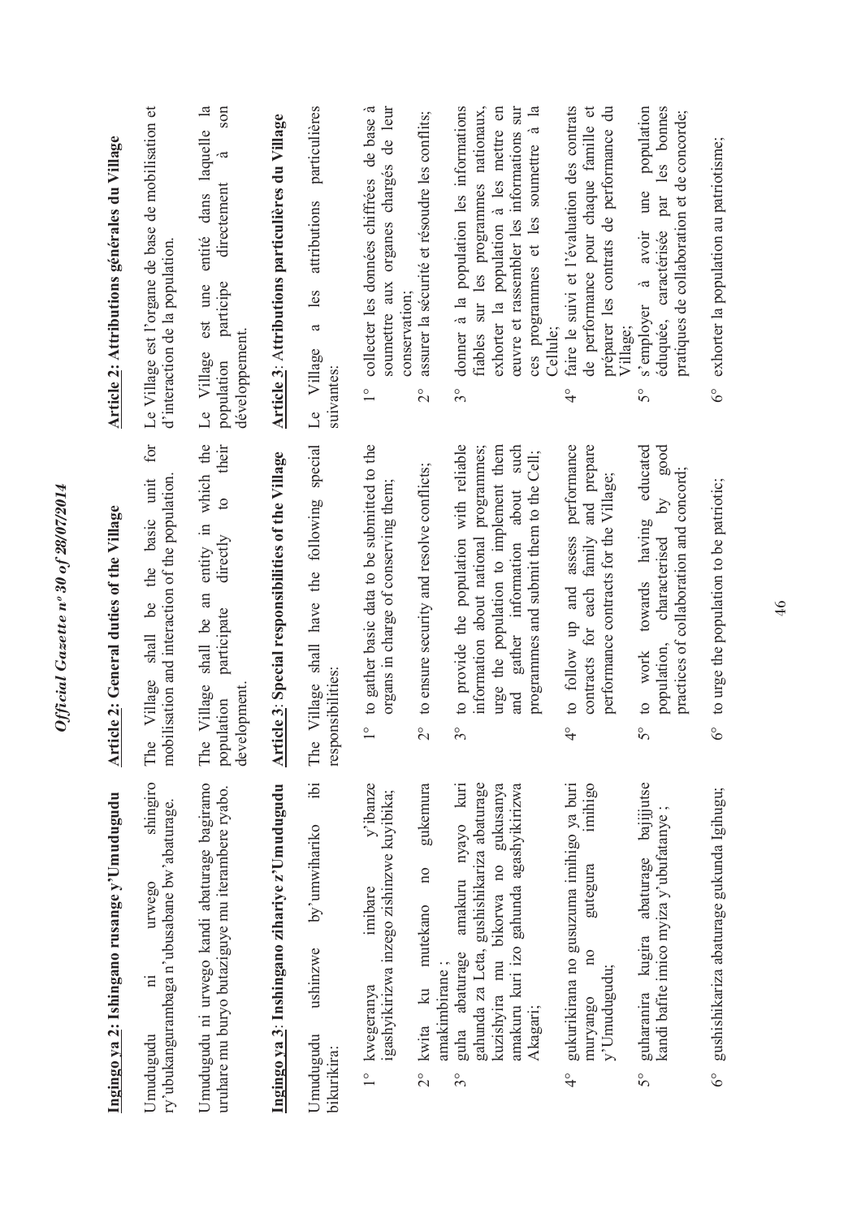**Ingingo ya 2: Ishingano rusange y'Umudugudu**

Umudugudu ni urwego shingiro ry'ubukangurambaga n'ubusabane bw'abaturage.

Umudugudu ni urwego kandi abaturage bagiramo uruhare mu buryo butaziguye mu iterambere ryabo.

**Ingingo ya 3: Inshingano ziharive z'Umudugudu**

Umudugudu ushinzwe by'umwihariko ibi bikurikira:

1° kwegeranya imibare y'ibanze igashyikirizwa inzego zishinzwe kuyibika;

2° kwita ku mutekano no gukemura amakimbirane ;

3° guha abaturage amakuru nyayo kuri gahunda za Leta, gushishikariza abaturage kuzishyira mu bikorwa no gukusanya amakuru kuri izo gahunda agashyikirizwa Akagari;

4° gukurikirana no gusuzuma imihigo ya buri muryango no gutegura imihigo y'Umudugudu;

5° guharanira kugira abaturage bajijutse kandi bafite imico myiza y'ubufatanye ;

6° gushishikariza abaturage gukunda Igihugu;

**Article 2: General duties of the Village**

The Village shall be the basic unit for mobilisation and interaction of the population.

The Village shall be an entity in which the population participate directly to their development.

**Article 3: Special responsibilities of the Village**

The Village shall have the following special responsibilities:

1° to gather basic data to be submitted to the organs in charge of conserving them;

2° to ensure security and resolve conflicts;

3° to provide the population with reliable information about national programmes; urge the population to implement them and gather information about such programmes and submit them to the Cell;

4° to follow up and assess performance contracts for each family and prepare performance contracts for the Village;

5° to work towards having educated population, characterised by good practices of collaboration and concord;

6° to urge the population to be patriotic;

**Article 2: Attributions générales du Village**

Le Village est l'organe de base de mobilisation et d'interaction de la population.

Le Village est une entité dans laquelle la population participe directement à son développement.

**Article 3: Attributions particulières du Village**

Le Village a les attributions particulières suivantes:

1° collecter les données chiffrées de base à soumettre aux organes chargés de leur conservation;

2° assurer la sécurité et résoudre les conflits;

3° donner à la population les informations fiables sur les programmes nationaux, exhorter la population à les mettre en œuvre et rassembler les informations sur ces programmes et les soumettre à la Cellule;

4° faire le suivi et l'évaluation des contrats de performance pour chaque famille et préparer les contrats de performance du Village;

5° s'employer à avoir une population éduquée, caractérisée par les bonnes pratiques de collaboration et de concorde;

6° exhorter la population au patriotisme;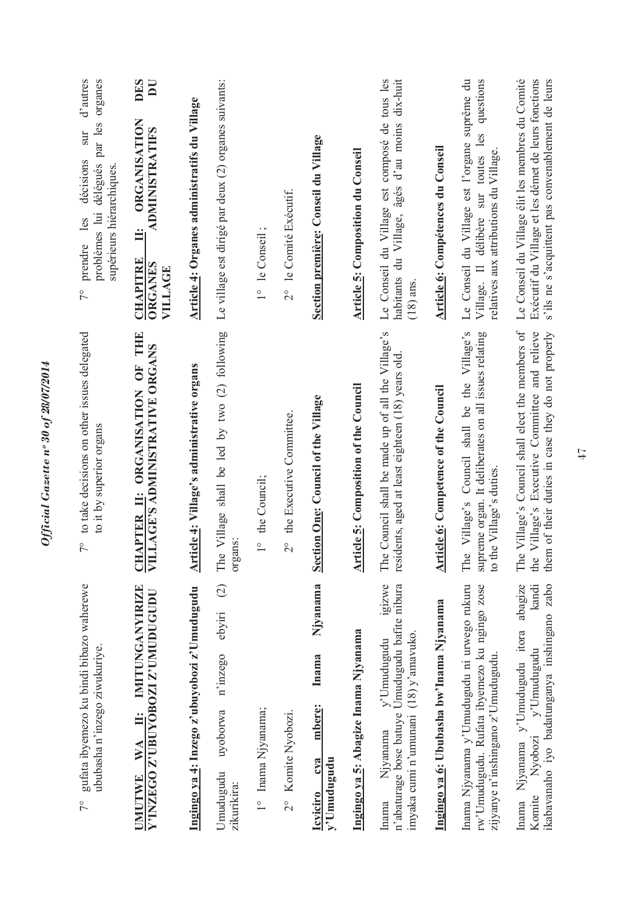7° gufata ibyemezo ku bindi bibazo waherewe ububasha n'inzego zikuriye.

**UMUTWE WA II: IMITUNGANYIRIZE Y'INZEGO Z'UBUYOBOZI Z'UMUDUGUDU**

**Ingingo ya 4: Inzego z'ubuyobozi z'Umudugudu**

Umudugudu uyoborwa n'inzego ebyiri (2) zikurikira:

1° Inama Njyanama;

2° Komite Nyobozi.

**Icyiciro cya mbere: Inama Njyanama y'Umudugudu**

**Ingingo ya 5: Abagize Inama Njyanama**

Inama Njyanama y'Umudugudu igizwe n'abaturage bose batuye Umudugudu bafite nibura imyaka cumi n'umunani (18) y'amavuko.

**Ingingo ya 6: Ububasha bw'Inama Njyanama**

Inama Njyanama y'Umudugudu ni urwego rukuru rw'Umudugudu. Rufata ibyemezo ku ngingo zose zijyanye n'inshingano z'Umudugudu.

Inama Njyanama y'Umudugudu itora abagize Komite Nyobozi y'Umudugudu kandi ikabavanaho iyo badatunganya inshingano zabo

7° to take decisions on other issues delegated to it by superior organs

**CHAPTER II: ORGANISATION OF THE VILLAGE'S ADMINISTRATIVE ORGANS**

**Article 4: Village's administrative organs**

The Village shall be led by two (2) following organs:

1° the Council;

2° the Executive Committee.

**Section One: Council of the Village**

**Article 5: Composition of the Council**

The Council shall be made up of all the Village's residents, aged at least eighteen (18) years old.

**Article 6: Competence of the Council**

The Village's Council shall be the Village's supreme organ. It deliberates on all issues relating to the Village's duties.

The Village's Council shall elect the members of the Village's Executive Committee and relieve them of their duties in case they do not properly

7° prendre les décisions sur d'autres problèmes lui délégués par les organes supérieurs hiérarchiques.

**CHAPITRE II: ORGANISATION DES ORGANES ADMINISTRATIFS DU VILLAGE**

**Article 4: Organes administratifs du Village**

Le village est dirigé par deux (2) organes suivants:

1° le Conseil ;

2° le Comité Exécutif.

**Section première: Conseil du Village**

**Article 5: Composition du Conseil**

Le Conseil du Village est composé de tous les habitants du Village, âgés d'au moins dix-huit (18) ans.

**Article 6: Compétences du Conseil**

Le Conseil du Village est l'organe suprême du Village. Il délibère sur toutes les questions relatives aux attributions du Village.

Le Conseil du Village élit les membres du Comité Exécutif du Village et les démet de leurs fonctions s'ils ne s'acquittent pas convenablement de leurs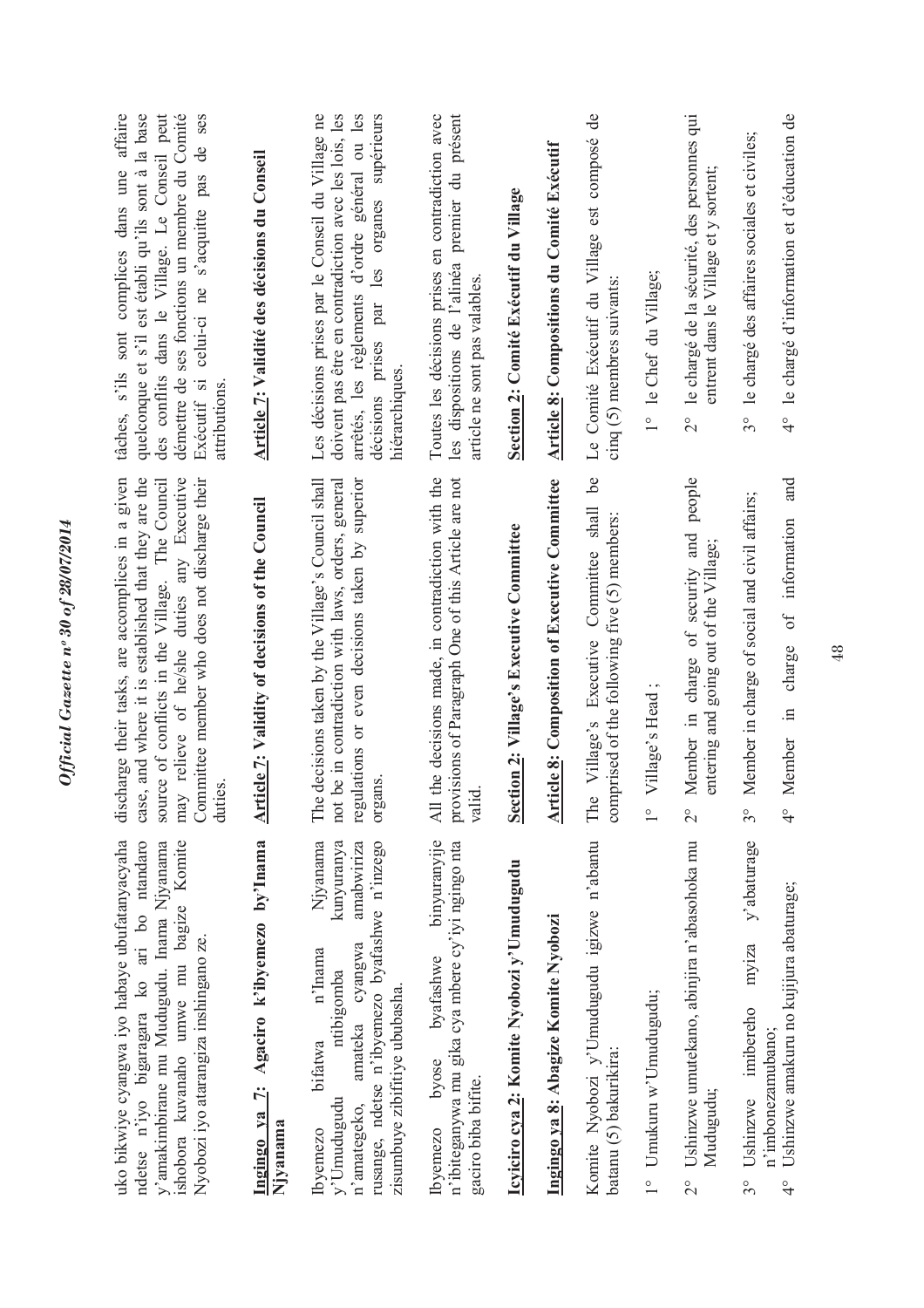uko bikwiye cyangwa iyo habaye ubufatanyacyaha ndetse n'iyo bigaragara ko ari bo ntandaro y'amakimbirane mu Mudugudu. Inama Njyanama ishobora kuvanaho umwe mu bagize Komite Nyobozi iyo atarangiza inshingano ze.

**Ingingo ya 7: Agaciro k'ibyemezo by'Inama Njyanama**

Ibyemezo bifatwa n'Inama Njyanama y'Umudugudu ntibigomba kunyuranya n'amategeko, amateka cyangwa amabwiriza rusange, ndetse n'ibyemezo byafashwe n'inzego zisumbuye zibifitiye ububasha.

Ibyemezo byose byafashwe binyuranyije n'ibiteganywa mu gika cya mbere cy'iyi ngingo nta gaciro biba bifite.

**Icyiciro cya 2: Komite Nyobozi y'Umudugudu**

**Ingingo ya 8: Abagize Komite Nyobozi**

Komite Nyobozi y'Umudugudu igizwe n'abantu batanu (5) bakurikira:

1° Umukuru w'Umudugudu;

2° Ushinzwe umutekano, abinjira n'abasohoka mu Mudugudu;

3° Ushinzwe imibereho myiza y'abaturage n'imbonezamubano;

4° Ushinzwe amakuru no kujijura abaturage;

discharge their tasks, are accomplices in a given case, and where it is established that they are the source of conflicts in the Village. The Council may relieve of he/she duties any Executive Committee member who does not discharge their duties.

**Article 7: Validity of decisions of the Council**

The decisions taken by the Village's Council shall not be in contradiction with laws, orders, general regulations or even decisions taken by superior organs.

All the decisions made, in contradiction with the provisions of Paragraph One of this Article are not valid.

**Section 2: Village's Executive Committee**

**Article 8: Composition of Executive Committee**

The Village's Executive Committee shall be comprised of the following five (5) members:

1° Village's Head ;

2° Member in charge of security and people entering and going out of the Village;

3° Member in charge of social and civil affairs;

4° Member in charge of information and

tâches, s'ils sont complices dans une affaire quelconque et s'il est établi qu'ils sont à la base des conflits dans le Village. Le Conseil peut démettre de ses fonctions un membre du Comité Exécutif si celui-ci ne s'acquitte pas de ses attributions.

**Article 7: Validité des décisions du Conseil**

Les décisions prises par le Conseil du Village ne doivent pas être en contradiction avec les lois, les arrêtés, les règlements d'ordre général ou les décisions prises par les organes supérieurs hiérarchiques.

Toutes les décisions prises en contradiction avec les dispositions de l'alinéa premier du présent article ne sont pas valables.

**Section 2: Comité Exécutif du Village**

**Article 8: Compositions du Comité Exécutif**

Le Comité Exécutif du Village est composé de cinq (5) membres suivants:

1° le Chef du Village;

2° le chargé de la sécurité, des personnes qui entrent dans le Village et y sortent;

3° le chargé des affaires sociales et civiles;

4° le chargé d'information et d'éducation de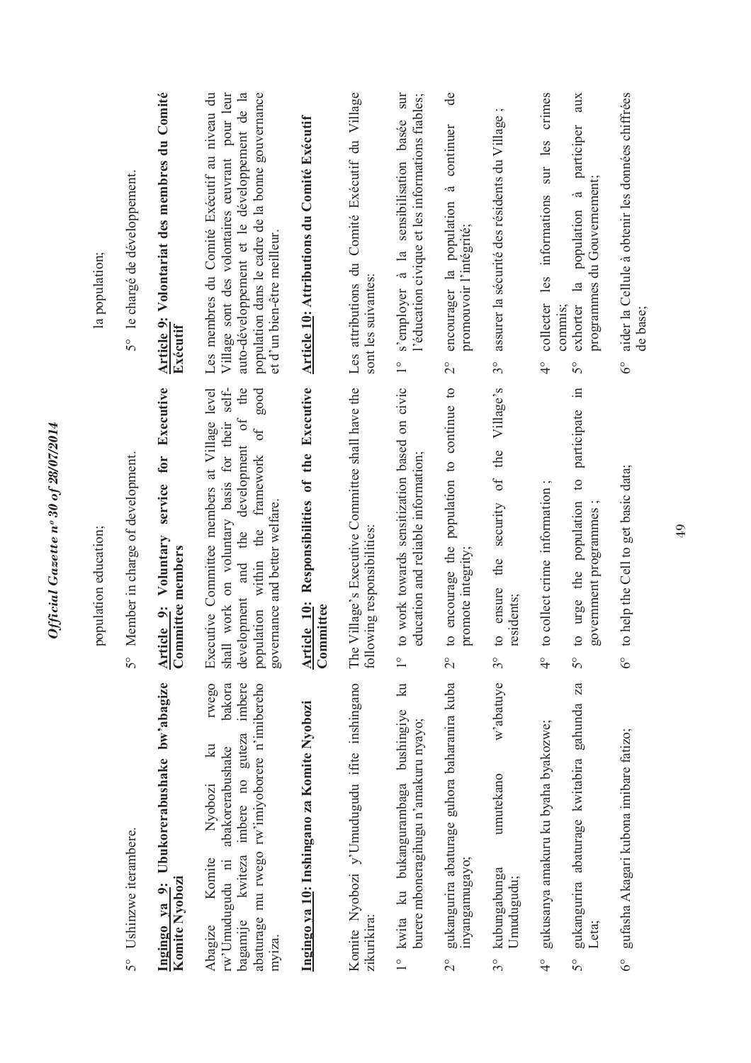5° Ushinzwe iterambere.

**Ingingo ya 9: Ubukorerabushake bw'abagize Komite Nyobozi**

Abagize Komite Nyobozi ku rwego rw'Umudugudu ni abakorerabushake bakora bagamije kwiteza imbere no guteza imbere abaturage mu rwego rw'imiyoborere n'imibereho myiza.

**Ingingo ya 10: Inshingano za Komite Nyobozi**

Komite Nyobozi y'Umudugudu ifite inshingano zikurikira:

1° kwita ku bukangurambaga bushingiye ku burere mboneragihugu n'amakuru nyayo;

2° gukangurira abaturage guhora baharanira kuba inyangamugayo;

3° kubungabunga umutekano w'abatuye Umudugudu;

4° gukusanya amakuru ku byaha byakozwe;

5° gukangurira abaturage kwitabira gahunda za Leta;

6° gufasha Akagari kubona imibare fatizo;

population education;

5° Member in charge of development.

**Article 9: Voluntary service for Executive Committee members**

Executive Committee members at Village level shall work on voluntary basis for their self-development and the development of the population within the framework of good governance and better welfare.

**Article 10: Responsibilities of the Executive Committee**

The Village's Executive Committee shall have the following responsibilities:

1° to work towards sensitization based on civic education and reliable information;

2° to encourage the population to continue to promote integrity;

3° to ensure the security of the Village's residents;

4° to collect crime information ;

5° to urge the population to participate in government programmes ;

6° to help the Cell to get basic data;

la population;

5° le chargé de développement.

**Article 9: Volontariat des membres du Comité Exécutif**

Les membres du Comité Exécutif au niveau du Village sont des volontaires œuvrant pour leur auto-développement et le développement de la population dans le cadre de la bonne gouvernance et d'un bien-être meilleur.

**Article 10: Attributions du Comité Exécutif**

Les attributions du Comité Exécutif du Village sont les suivantes:

1° s'employer à la sensibilisation basée sur l'éducation civique et les informations fiables;

2° encourager la population à continuer de promouvoir l'intégrité;

3° assurer la sécurité des résidents du Village ;

4° collecter les informations sur les crimes commis;

5° exhorter la population à participer aux programmes du Gouvernement;

6° aider la Cellule à obtenir les données chiffrées de base;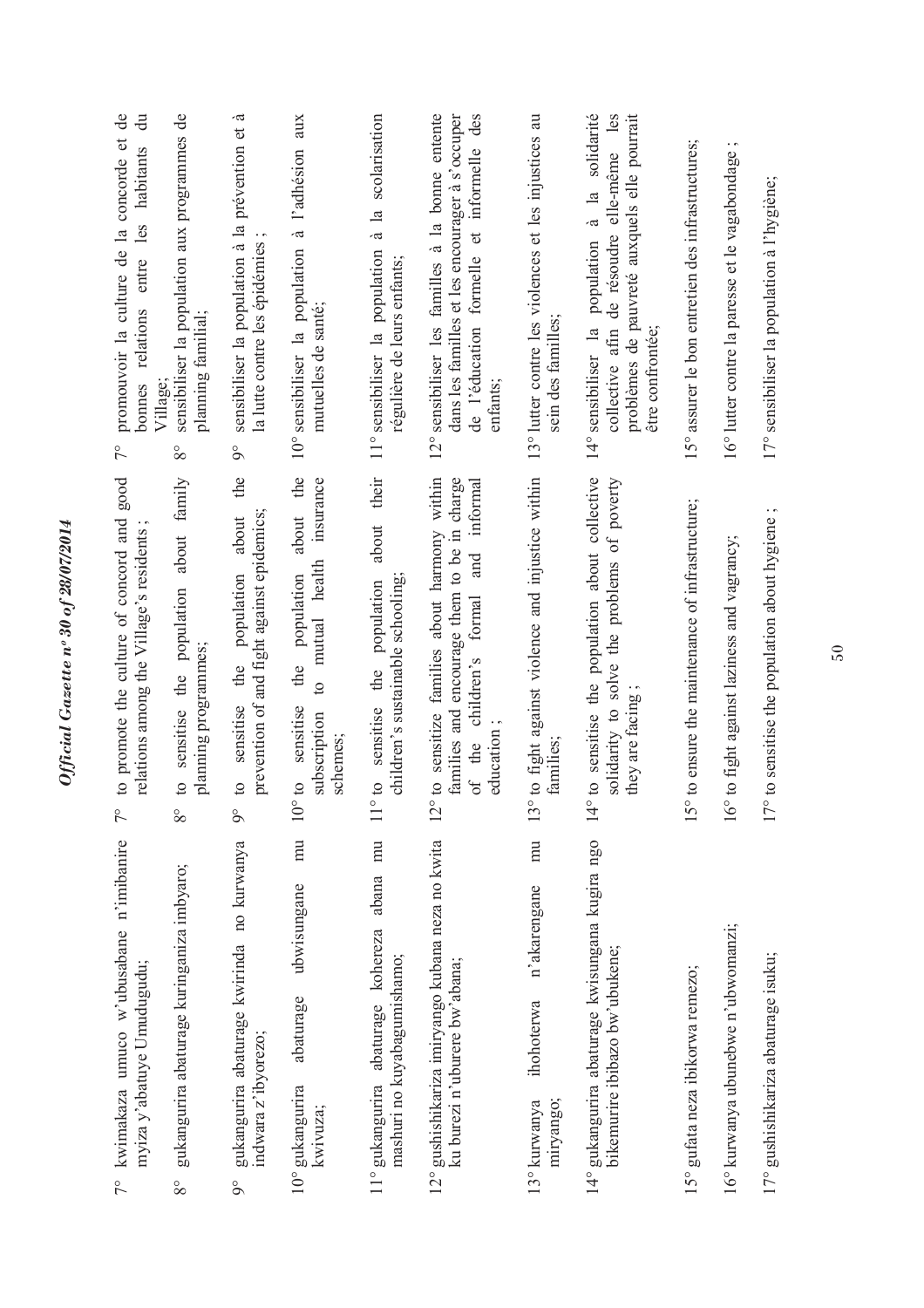| | | |
|---|---|---|
| 7° kwimakaza umuco w'ubusabane n'imibanire myiza y'abatuye Umudugudu; | 7° to promote the culture of concord and good relations among the Village's residents ; | 7° promouvoir la culture de la concorde et de bonnes relations entre les habitants du Village; |
| 8° gukangurira abaturage kuringaniza imbyaro; | 8° to sensitise the population about family planning programmes; | 8° sensibiliser la population aux programmes de planning familial; |
| 9° gukangurira abaturage kwirinda no kurwanya indwara z'ibyorezo; | 9° to sensitise the population about the prevention of and fight against epidemics; | 9° sensibiliser la population à la prévention et à la lutte contre les épidémies ; |
| 10° gukangurira abaturage ubwisungane mu kwivuza; | 10° to sensitise the population about the subscription to mutual health insurance schemes; | 10° sensibiliser la population à l'adhésion aux mutuelles de santé; |
| 11° gukangurira abaturage kohereza abana mu mashuri no kuyabagumishamo; | 11° to sensitise the population about their children's sustainable schooling; | 11° sensibiliser la population à la scolarisation régulière de leurs enfants; |
| 12° gushishikariza imiryango kubana neza no kwita ku burezi n'uburere bw'abana; | 12° to sensitize families about harmony within families and encourage them to be in charge of the children's formal and informal education ; | 12° sensibiliser les familles à la bonne entente dans les familles et les encourager à s'occuper de l'éducation formelle et informelle des enfants; |
| 13° kurwanya ihohoterwa n'akarengane mu miryango; | 13° to fight against violence and injustice within families; | 13° lutter contre les violences et les injustices au sein des familles; |
| 14° gukangurira abaturage kwisungana kugira ngo bikemurire ibibazo bw'ubukene; | 14° to sensitise the population about collective solidarity to solve the problems of poverty they are facing ; | 14° sensibiliser la population à la solidarité collective afin de résoudre elle-même les problèmes de pauvreté auxquels elle pourrait être confrontée; |
| 15° gufata neza ibikorwa remezo; | 15° to ensure the maintenance of infrastructure; | 15° assurer le bon entretien des infrastructures; |
| 16° kurwanya ubunebwe n'ubwomanzi; | 16° to fight against laziness and vagrancy; | 16° lutter contre la paresse et le vagabondage ; |
| 17° gushishikariza abaturage isuku; | 17° to sensitise the population about hygiene ; | 17° sensibiliser la population à l'hygiène; |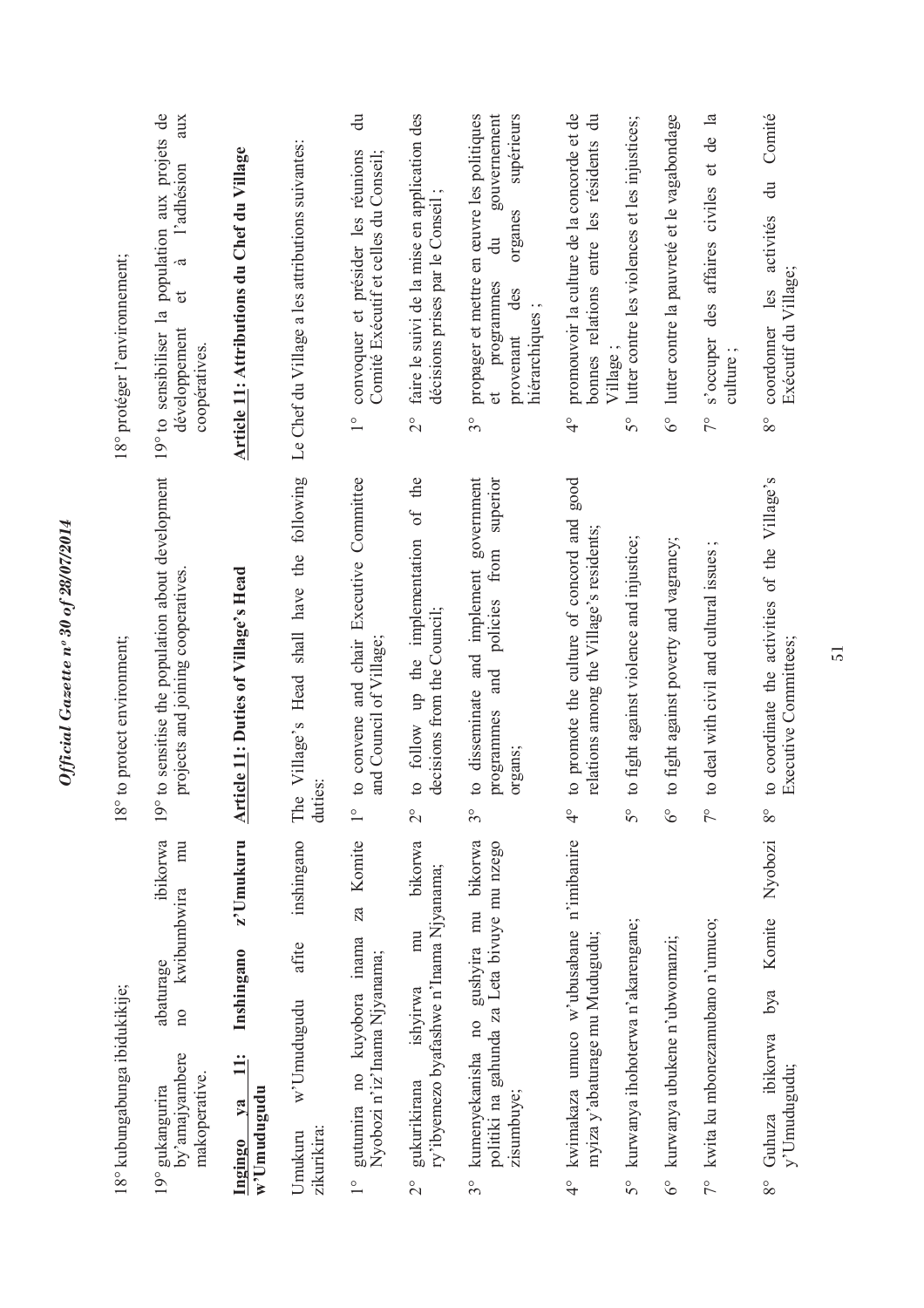18° kubungabunga ibidukikije;

19° gukangurira abaturage ibikorwa by'amajyambere no kwibumbwira mu makoperative.

**Ingingo ya 11: Inshingano z'Umukuru w'Umudugudu**

Umukuru w'Umudugudu afite inshingano zikurikira:

1° gutumira no kuyobora inama za Komite Nyobozi n'iz'Inama Njyanama;

2° gukurikirana ishyirwa mu bikorwa ry'ibyemezo byafashwe n'Inama Njyanama;

3° kumenyekanisha no gushyira mu bikorwa politiki na gahunda za Leta bivuye mu nzego zisumbuye;

4° kwimakaza umuco w'ubusabane n'imibanire myiza y'abaturage mu Mudugudu;

5° kurwanya ihohoterwa n'akarengane;

6° kurwanya ubukene n'ubwomanzi;

7° kwita ku mbonezamubano n'umuco;

8° Guhuza ibikorwa bya Komite Nyobozi y'Umudugudu;

18° to protect environment;

19° to sensitise the population about development projects and joining cooperatives.

**Article 11: Duties of Village's Head**

The Village's Head shall have the following duties:

1° to convene and chair Executive Committee and Council of Village;

2° to follow up the implementation of the decisions from the Council;

3° to disseminate and implement government programmes and policies from superior organs;

4° to promote the culture of concord and good relations among the Village's residents;

5° to fight against violence and injustice;

6° to fight against poverty and vagrancy;

7° to deal with civil and cultural issues ;

8° to coordinate the activities of the Village's Executive Committees;

18° protéger l'environnement;

19° to sensibiliser la population aux projets de développement et à l'adhésion aux coopératives.

**Article 11: Attributions du Chef du Village**

Le Chef du Village a les attributions suivantes:

1° convoquer et présider les réunions du Comité Exécutif et celles du Conseil;

2° faire le suivi de la mise en application des décisions prises par le Conseil ;

3° propager et mettre en œuvre les politiques et programmes du gouvernement provenant des organes supérieurs hiérarchiques ;

4° promouvoir la culture de la concorde et de bonnes relations entre les résidents du Village ;

5° lutter contre les violences et les injustices;

6° lutter contre la pauvreté et le vagabondage

7° s'occuper des affaires civiles et de la culture ;

8° coordonner les activités du Comité Exécutif du Village;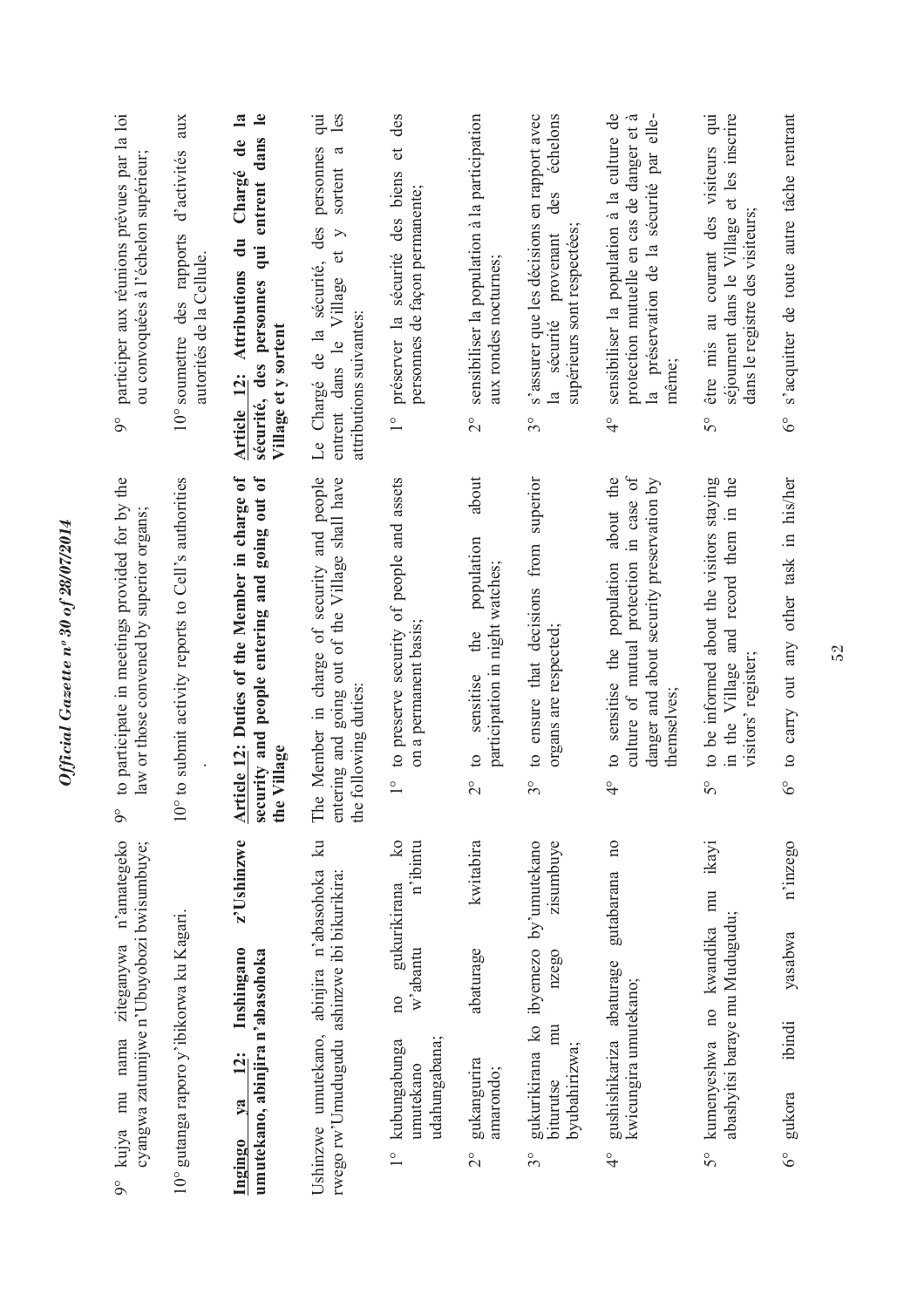9° kujya mu nama ziteganywa n'amategeko cyangwa zatumijwe n'Ubuyobozi bwisumbuye;

10° gutanga raporo y'ibikorwa ku Kagari.

**Ingingo ya 12: Inshingano z'Ushinzwe umutekano, abinjira n'abasohoka**

Ushinzwe umutekano, abinjira n'abasohoka ku rwego rw'Umudugudu ashinzwe ibi bikurikira:

1° kubungabunga no gukurikirana ko umutekano w'abantu n'ibintu udahungabana;

2° gukangurira abaturage kwitabira amarondo;

3° gukurikirana ko ibyemezo by'umutekano biturutse mu nzego zisumbuye byubahirizwa;

4° gushishikariza abaturage gutabarana no kwicungira umutekano;

5° kumenyeshwa no kwandika mu ikayi abashyitsi baraye mu Mudugudu;

6° gukora ibindi yasabwa n'inzego

9° to participate in meetings provided for by the law or those convened by superior organs;

10° to submit activity reports to Cell's authorities

.

**Article 12: Duties of the Member in charge of security and people entering and going out of the Village**

The Member in charge of security and people entering and going out of the Village shall have the following duties:

1° to preserve security of people and assets on a permanent basis;

2° to sensitise the population about participation in night watches;

3° to ensure that decisions from superior organs are respected;

4° to sensitise the population about the culture of mutual protection in case of danger and about security preservation by themselves;

5° to be informed about the visitors staying in the Village and record them in the visitors' register;

6° to carry out any other task in his/her

9° participer aux réunions prévues par la loi ou convoquées à l'échelon supérieur;

10° soumettre des rapports d'activités aux autorités de la Cellule.

**Article 12: Attributions du Chargé de la sécurité, des personnes qui entrent dans le Village et y sortent**

Le Chargé de la sécurité, des personnes qui entrent dans le Village et y sortent a les attributions suivantes:

1° préserver la sécurité des biens et des personnes de façon permanente;

2° sensibiliser la population à la participation aux rondes nocturnes;

3° s'assurer que les décisions en rapport avec la sécurité provenant des échelons supérieurs sont respectées;

4° sensibiliser la population à la culture de protection mutuelle en cas de danger et à la préservation de la sécurité par elle-même;

5° être mis au courant des visiteurs qui séjournent dans le Village et les inscrire dans le registre des visiteurs;

6° s'acquitter de toute autre tâche rentrant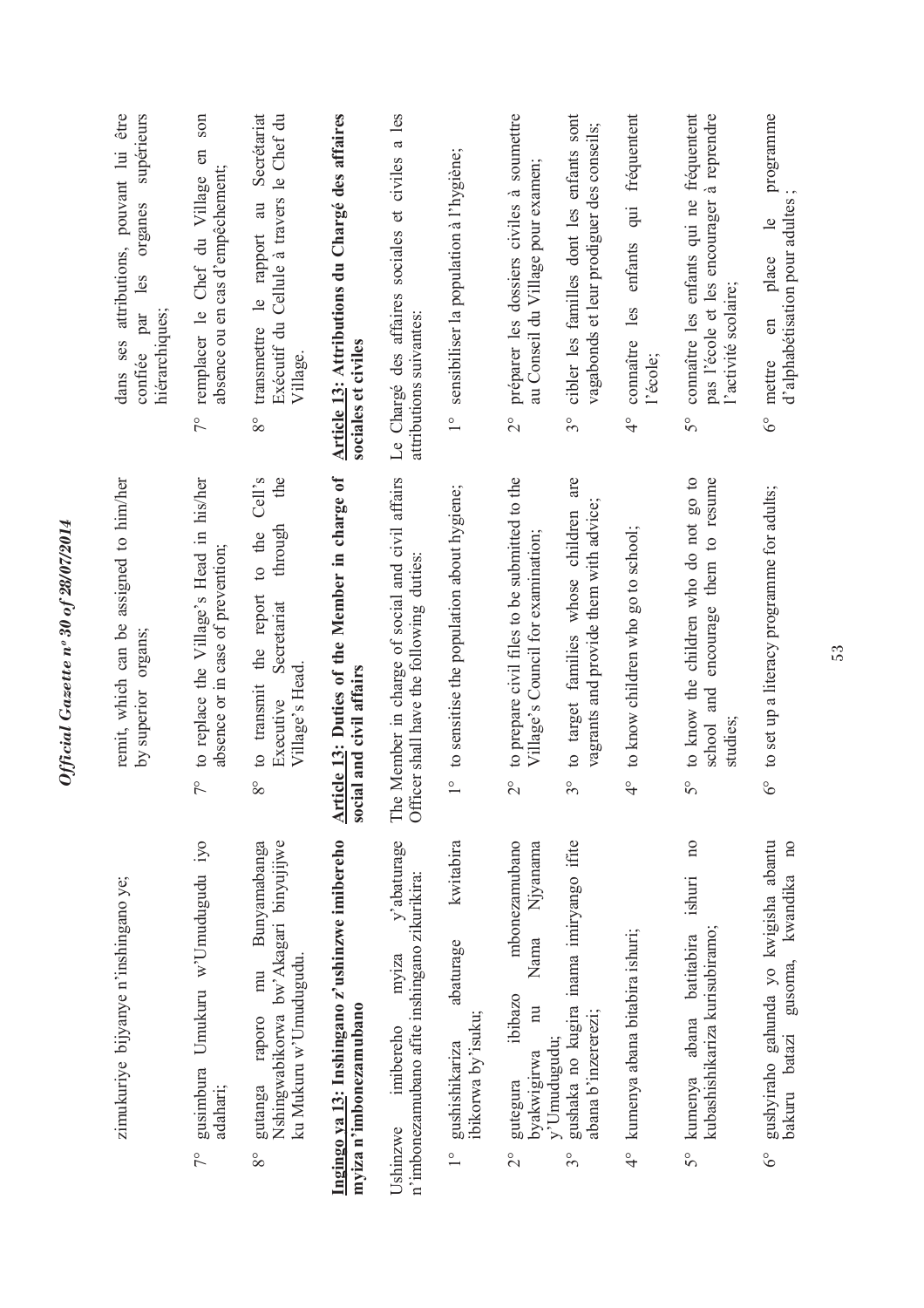zimukuriye bijyanye n'inshingano ye;

7° gusimbura Umukuru w'Umudugudu iyo adahari;

8° gutanga raporo mu Bunyamabanga Nshingwabikorwa bw'Akagari binyujijwe ku Mukuru w'Umudugudu.

**Ingingo ya 13: Inshingano z'ushinzwe imibereho myiza n'imbonezamubano**

Ushinzwe imibereho myiza y'abaturage n'imbonezamubano afite inshingano zikurikira:

1° gushishikariza abaturage kwitabira ibikorwa by'isuku;

2° gutegura ibibazo mbonezamubano byakwigirwa nu Nama Njyanama y'Umudugudu;

3° gushaka no kugira inama imiryango ifite abana b'inzererezi;

4° kumenya abana bitabira ishuri;

5° kumenya abana batitabira ishuri no kubashishikariza kurisubiramo;

6° gushyiraho gahunda yo kwigisha abantu bakuru batazi gusoma, kwandika no

remit, which can be assigned to him/her by superior organs;

7° to replace the Village's Head in his/her absence or in case of prevention;

8° to transmit the report to the Cell's Executive Secretariat through the Village's Head.

**Article 13: Duties of the Member in charge of social and civil affairs**

The Member in charge of social and civil affairs Officer shall have the following duties:

1° to sensitise the population about hygiene;

2° to prepare civil files to be submitted to the Village's Council for examination;

3° to target families whose children are vagrants and provide them with advice;

4° to know children who go to school;

5° to know the children who do not go to school and encourage them to resume studies;

6° to set up a literacy programme for adults;

dans ses attributions, pouvant lui être confiée par les organes supérieurs hiérarchiques;

7° remplacer le Chef du Village en son absence ou en cas d'empêchement;

8° transmettre le rapport au Secrétariat Exécutif du Cellule à travers le Chef du Village.

**Article 13: Attributions du Chargé des affaires sociales et civiles**

Le Chargé des affaires sociales et civiles a les attributions suivantes:

1° sensibiliser la population à l'hygiène;

2° préparer les dossiers civiles à soumettre au Conseil du Village pour examen;

3° cibler les familles dont les enfants sont vagabonds et leur prodiguer des conseils;

4° connaître les enfants qui fréquentent l'école;

5° connaître les enfants qui ne fréquentent pas l'école et les encourager à reprendre l'activité scolaire;

6° mettre en place le programme d'alphabétisation pour adultes ;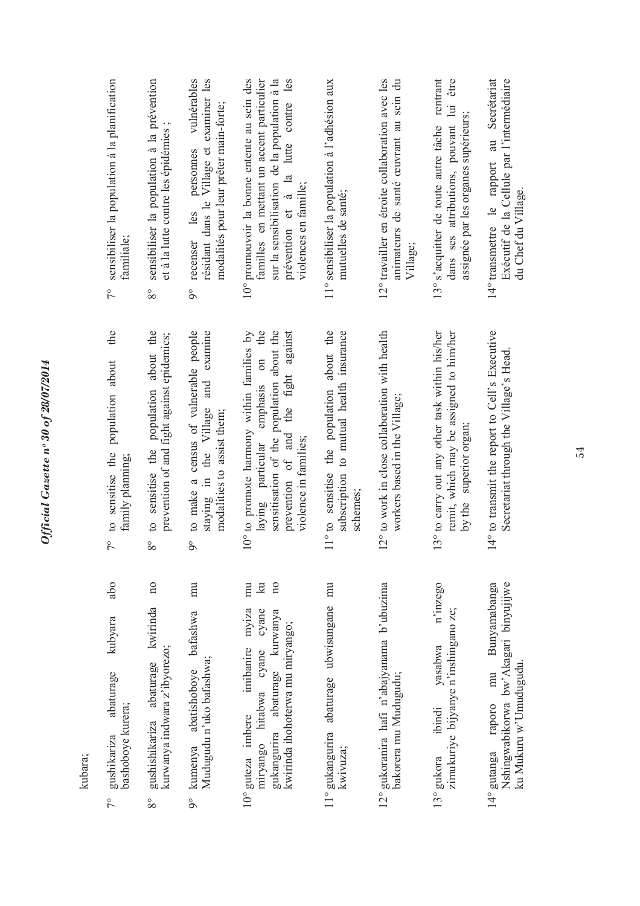kubara;

7° gushikariza abaturage kubyara abo bashoboye kurera;

8° gushishikariza abaturage kwirinda no kurwanya indwara z'ibyorezo;

9° kumenya abatishoboye bafashwa mu Mudugudu n'uko bafashwa;

10° guteza imbere imibanire myiza mu miryango hitabwa cyane cyane ku gukangurira abaturage kurwanya no kwirinda ihohoterwa mu miryango;

11° gukangurira abaturage ubwisungane mu kwivuza;

12° gukoranira hafi n'abajyanama b'ubuzima bakorera mu Mudugudu;

13° gukora ibindi yasabwa n'inzego zimukuriye bijyanye n'inshingano ze;

14° gutanga raporo mu Bunyamabanga Nshingwabikorwa bw'Akagari binyujijwe ku Mukuru w'Umudugudu.

7° to sensitise the population about the family planning;

8° to sensitise the population about the prevention of and fight against epidemics;

9° to make a census of vulnerable people staying in the Village and examine modalities to assist them;

10° to promote harmony within families by laying particular emphasis on the sensitisation of the population about the prevention of and the fight against violence in families;

11° to sensitise the population about the subscription to mutual health insurance schemes;

12° to work in close collaboration with health workers based in the Village;

13° to carry out any other task within his/her remit, which may be assigned to him/her by the superior organ;

14° to transmit the report to Cell's Executive Secretariat through the Village's Head.

7° sensibiliser la population à la planification familiale;

8° sensibiliser la population à la prévention et à la lutte contre les épidémies ;

9° recenser les personnes vulnérables résidant dans le Village et examiner les modalités pour leur prêter main-forte;

10° promouvoir la bonne entente au sein des familles en mettant un accent particulier sur la sensibilisation de la population à la prévention et à la lutte contre les violences en famille;

11° sensibiliser la population à l'adhésion aux mutuelles de santé;

12° travailler en étroite collaboration avec les animateurs de santé œuvrant au sein du Village;

13° s'acquitter de toute autre tâche rentrant dans ses attributions, pouvant lui être assignée par les organes supérieurs;

14° transmettre le rapport au Secrétariat Exécutif de la Cellule par l'intermédiaire du Chef du Village.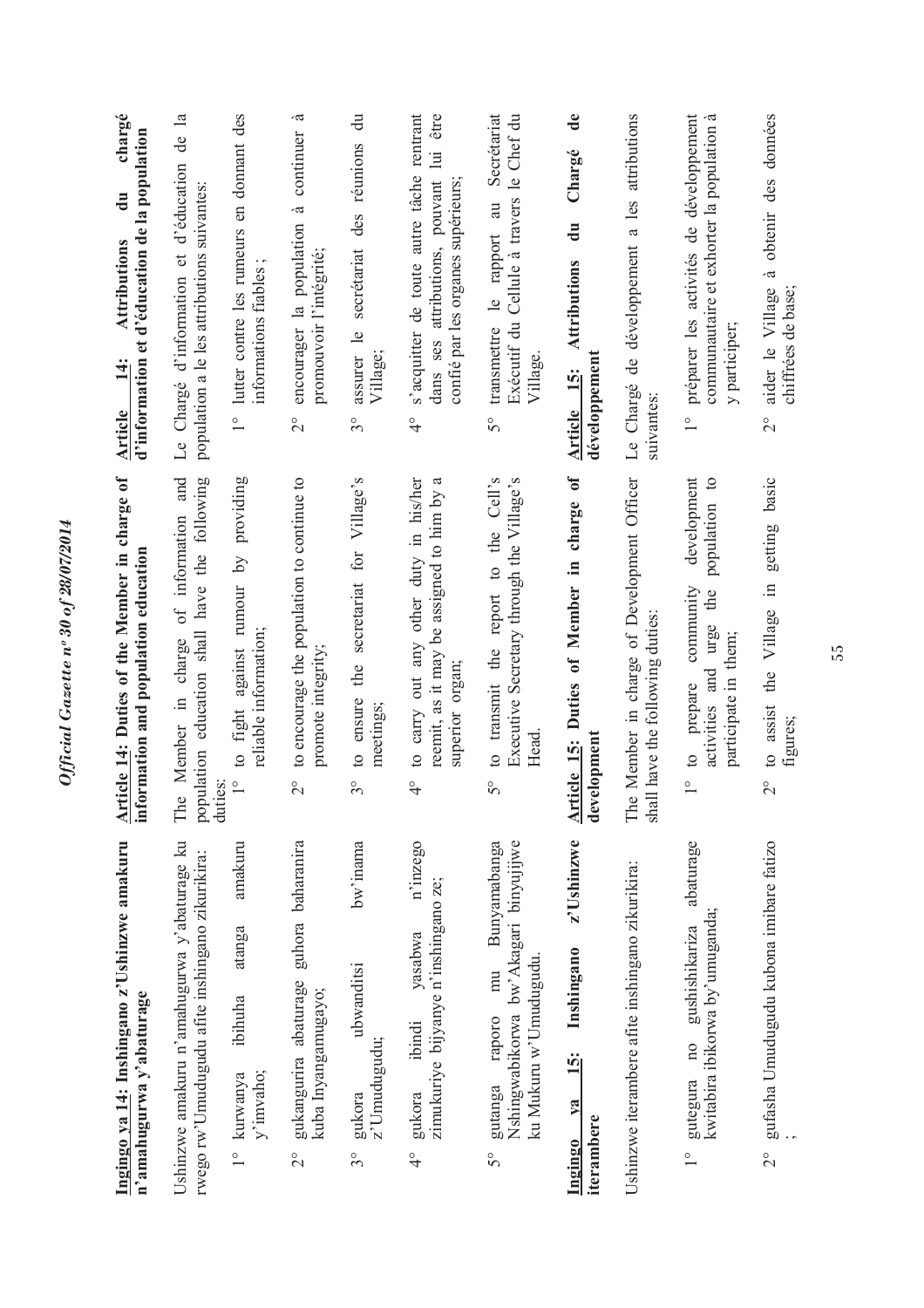**Ingingo ya 14: Inshingano z'Ushinzwe amakuru n'amahugurwa y'abaturage**

Ushinzwe amakuru n'amahugurwa y'abaturage ku rwego rw'Umudugudu afite inshingano zikurikira:

1° kurwanya ibihuha atanga amakuru y'imvaho;

2° gukangurira abaturage guhora baharanira kuba Inyangamugayo;

3° gukora ubwanditsi bw'inama z'Umudugudu;

4° gukora ibindi yasabwa n'inzego zimukuriye bijyanye n'inshingano ze;

5° gutanga raporo mu Bunyamabanga Nshingwabikorwa bw'Akagari binyujijwe ku Mukuru w'Umudugudu.

**Ingingo ya 15: Inshingano z'Ushinzwe iterambere**

Ushinzwe iterambere afite inshingano zikurikira:

1° gutegura no gushishikariza abaturage kwitabira ibikorwa by'umuganda;

2° gufasha Umudugudu kubona imibare fatizo ;

**Article 14: Duties of the Member in charge of information and population education**

The Member in charge of information and population education shall have the following duties:

1° to fight against rumour by providing reliable information;

2° to encourage the population to continue to promote integrity;

3° to ensure the secretariat for Village's meetings;

4° to carry out any other duty in his/her reemit, as it may be assigned to him by a superior organ;

5° to transmit the report to the Cell's Executive Secretary through the Village's Head.

**Article 15: Duties of Member in charge of development**

The Member in charge of Development Officer shall have the following duties:

1° to prepare community development activities and urge the population to participate in them;

2° to assist the Village in getting basic figures;

**Article 14: Attributions du chargé d'information et d'éducation de la population**

Le Chargé d'information et d'éducation de la population a le les attributions suivantes:

1° lutter contre les rumeurs en donnant des informations fiables ;

2° encourager la population à continuer à promouvoir l'intégrité;

3° assurer le secrétariat des réunions du Village;

4° s'acquitter de toute autre tâche rentrant dans ses attributions, pouvant lui être confié par les organes supérieurs;

5° transmettre le rapport au Secrétariat Exécutif du Cellule à travers le Chef du Village.

**Article 15: Attributions du Chargé de développement**

Le Chargé de développement a les attributions suivantes:

1° préparer les activités de développement communautaire et exhorter la population à y participer;

2° aider le Village à obtenir des données chiffrées de base;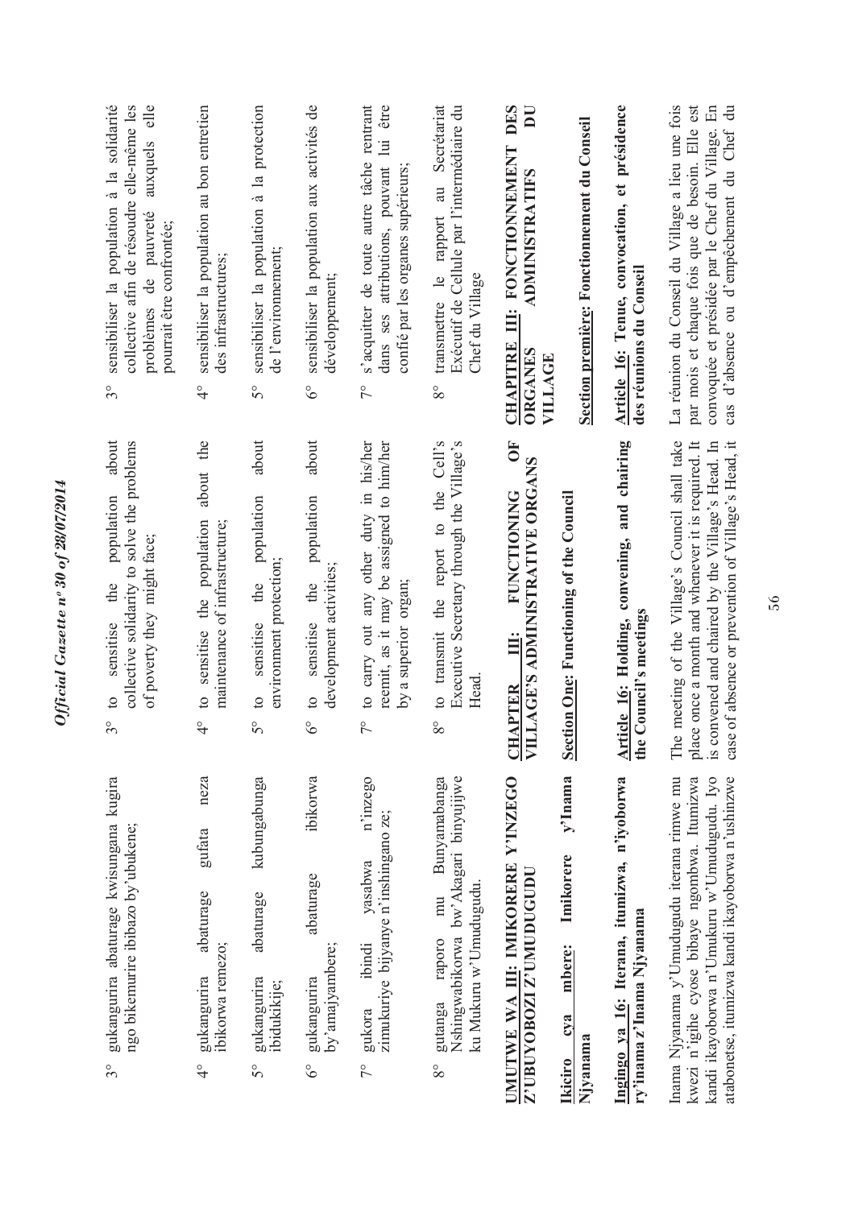3° gukangurira abaturage kwisungana kugira ngo bikemurire ibibazo by'ubukene;

4° gukangurira abaturage gufata neza ibikorwa remezo;

5° gukangurira abaturage kubungabunga ibidukikije;

6° gukangurira abaturage ibikorwa by'amajyambere;

7° gukora ibindi yasabwa n'inzego zimukuriye bijyanye n'inshingano ze;

8° gutanga raporo mu Bunyamabanga Nshingwabikorwa bw'Akagari binyujijwe ku Mukuru w'Umudugudu.

**UMUTWE WA III: IMIKORERE Y'INZEGO Z'UBUYOBOZI Z'UMUDUGUDU**

**Icyiciro cya mbere: Imikorere y'Inama Njyanama**

**Ingingo ya 16: Iterana, itumizwa, n'iyoborwa ry'inama z'Inama Njyanama**

Inama Njyanama y'Umudugudu iterana rimwe mu kwezi n'igihe cyose bibaye ngombwa. Itumizwa kandi ikayoborwa n'Umukuru w'Umudugudu. Iyo atabonetse, itumizwa kandi ikayoborwa n'ushinzwe

3° to sensitise the population about collective solidarity to solve the problems of poverty they might face;

4° to sensitise the population about the maintenance of infrastructure;

5° to sensitise the population about environment protection;

6° to sensitise the population about development activities;

7° to carry out any other duty in his/her remit, as it may be assigned to him/her by a superior organ;

8° to transmit the report to the Cell's Executive Secretary through the Village's Head.

**CHAPTER III: FUNCTIONING OF VILLAGE'S ADMINISTRATIVE ORGANS**

**Section One: Functioning of the Council**

**Article 16: Holding, convening, and chairing the Council's meetings**

The meeting of the Village's Council shall take place once a month and whenever it is required. It is convened and chaired by the Village's Head. In case of absence or prevention of Village's Head, it

3° sensibiliser la population à la solidarité collective afin de résoudre elle-même les problèmes de pauvreté auxquels elle pourrait être confrontée;

4° sensibiliser la population au bon entretien des infrastructures;

5° sensibiliser la population à la protection de l'environnement;

6° sensibiliser la population aux activités de développement;

7° s'acquitter de toute autre tâche rentrant dans ses attributions, pouvant lui être confié par les organes supérieurs;

8° transmettre le rapport au Secrétariat Exécutif de Cellule par l'intermédiaire du Chef du Village

**CHAPITRE III: FONCTIONNEMENT DES ORGANES ADMINISTRATIFS DU VILLAGE**

**Section première: Fonctionnement du Conseil**

**Article 16: Tenue, convocation, et présidence des réunions du Conseil**

La réunion du Conseil du Village a lieu une fois par mois et chaque fois que de besoin. Elle est convoquée et présidée par le Chef du Village. En cas d'absence ou d'empêchement du Chef du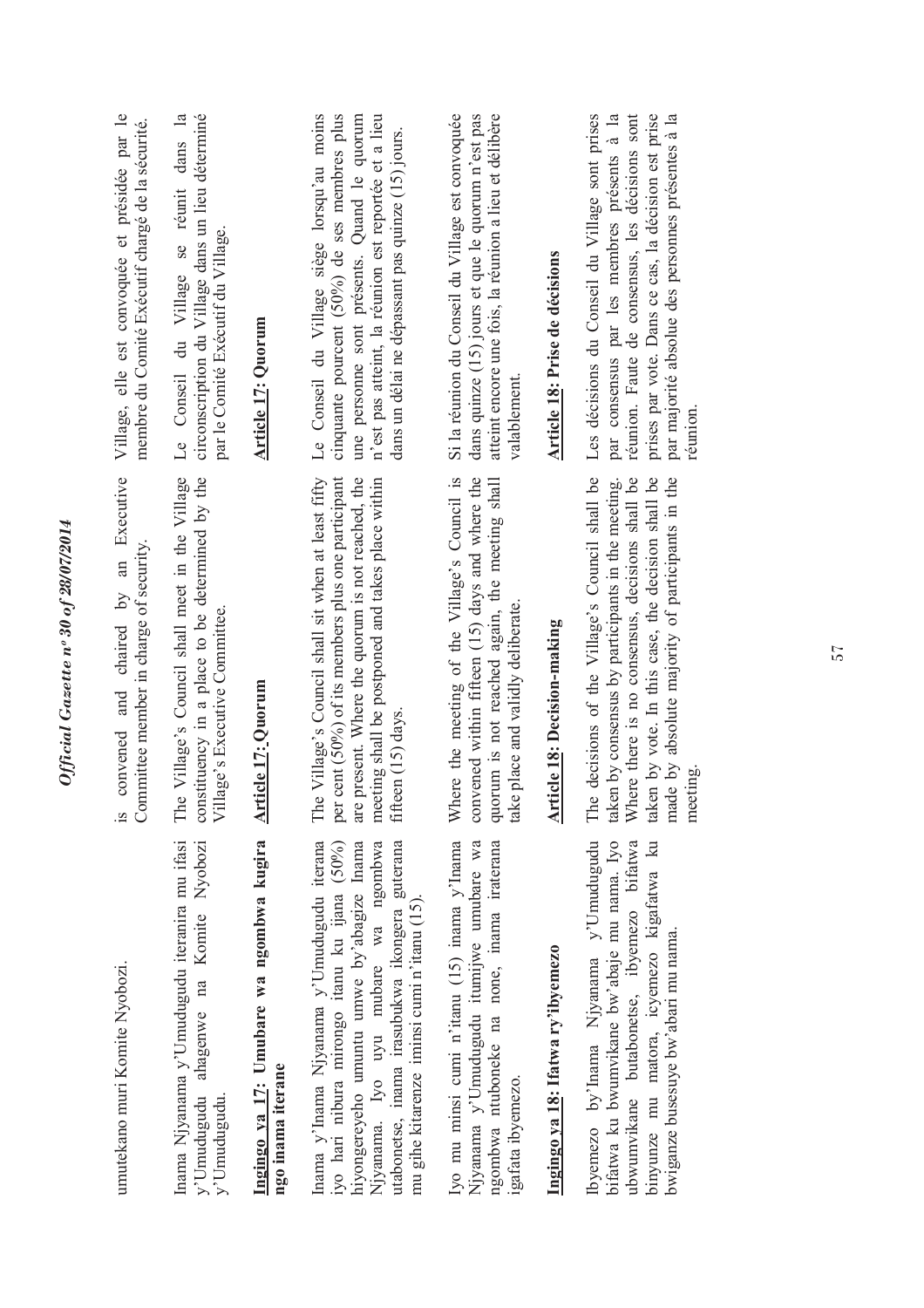umutekano muri Komite Nyobozi.

is convened and chaired by an Executive Committee member in charge of security.

Village, elle est convoquée et présidée par le membre du Comité Exécutif chargé de la sécurité.

Inama Njyanama y'Umudugudu iteranira mu ifasi y'Umudugudu ahagenwe na Komite Nyobozi y'Umudugudu.

The Village's Council shall meet in the Village constituency in a place to be determined by the Village's Executive Committee.

Le Conseil du Village se réunit dans la circonscription du Village dans un lieu déterminé par le Comité Exécutif du Village.

**Ingingo ya 17: Umubare wa ngombwa kugira ngo inama iterane**

**Article 17: Quorum**

**Article 17: Quorum**

Inama y'Inama Njyanama y'Umudugudu iterana iyo hari nibura mirongo itanu ku ijana (50%) hiyongereyeho umuntu umwe by'abagize Inama Njyanama. Iyo uyu mubare wa ngombwa utabonetse, inama irasubukwa ikongera guterana mu gihe kitarenze iminsi cumi n'itanu (15).

The Village's Council shall sit when at least fifty per cent (50%) of its members plus one participant are present. Where the quorum is not reached, the meeting shall be postponed and takes place within fifteen (15) days.

Le Conseil du Village siège lorsqu'au moins cinquante pourcent (50%) de ses membres plus une personne sont présents. Quand le quorum n'est pas atteint, la réunion est reportée et a lieu dans un délai ne dépassant pas quinze (15) jours.

Iyo mu minsi cumi n'itanu (15) inama y'Inama Njyanama y'Umudugudu itumijwe umubare wa ngombwa ntuboneke na none, inama iraterana igafata ibyemezo.

Where the meeting of the Village's Council is convened within fifteen (15) days and where the quorum is not reached again, the meeting shall take place and validly deliberate.

Si la réunion du Conseil du Village est convoquée dans quinze (15) jours et que le quorum n'est pas atteint encore une fois, la réunion a lieu et délibère valablement.

**Ingingo ya 18: Ifatwa ry'ibyemezo**

**Article 18: Decision-making**

**Article 18: Prise de décisions**

Ibyemezo by'Inama Njyanama y'Umudugudu bifatwa ku bwumvikane bw'abaje mu nama. Iyo ubwumvikane butabonetse, ibyemezo bifatwa binyunze mu matora, icyemezo kigafatwa ku bwiganze busesuye bw'abari mu nama.

The decisions of the Village's Council shall be taken by consensus by participants in the meeting. Where there is no consensus, decisions shall be taken by vote. In this case, the decision shall be made by absolute majority of participants in the meeting.

Les décisions du Conseil du Village sont prises par consensus par les membres présents à la réunion. Faute de consensus, les décisions sont prises par vote. Dans ce cas, la décision est prise par majorité absolue des personnes présentes à la réunion.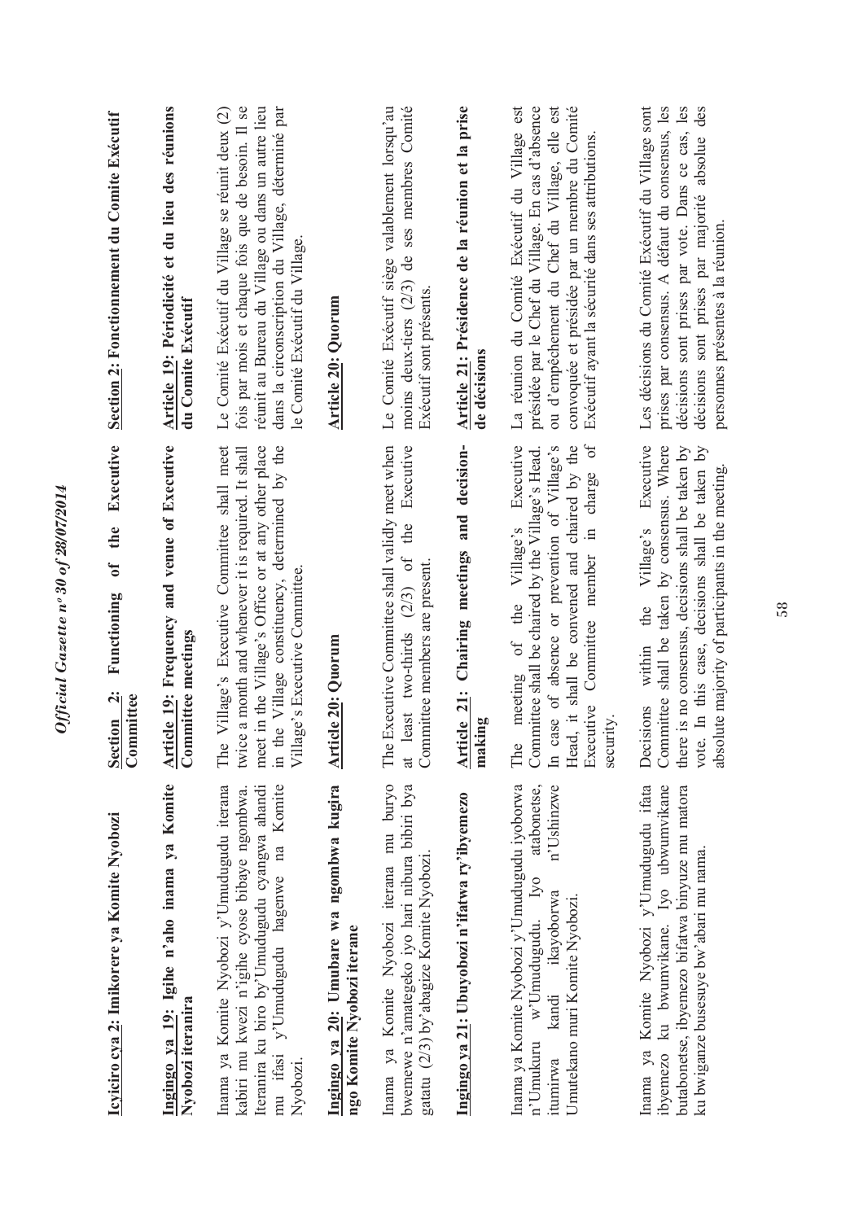**Icyiciro cya 2: Imikorere ya Komite Nyobozi**

**Ingingo ya 19: Igihe n'aho inama ya Komite Nyobozi iteranira**

Inama ya Komite Nyobozi y'Umudugudu iterana kabiri mu kwezi n'igihe cyose bibaye ngombwa. Iteranira ku biro by'Umudugudu cyangwa ahandi mu ifasi y'Umudugudu hagenwe na Komite Nyobozi.

**Ingingo ya 20: Umubare wa ngombwa kugira ngo Komite Nyobozi iterane**

Inama ya Komite Nyobozi iterana mu buryo bwemewe n'amategeko iyo hari nibura bibiri bya gatatu (2/3) by'abagize Komite Nyobozi.

**Ingingo ya 21: Ubuyobozi n'ifatwa ry'ibyemezo**

Inama ya Komite Nyobozi y'Umudugudu iyoborwa n'Umukuru w'Umudugudu. Iyo atabonetse, itumirwa kandi ikayoborwa n'Ushinzwe Umutekano muri Komite Nyobozi.

Inama ya Komite Nyobozi y'Umudugudu ifata ibyemezo ku bwumvikane. Iyo ubwumvikane butabonetse, ibyemezo bifatwa binyuze mu matora ku bwiganze busesuye bw'abari mu nama.

**Section 2: Functioning of the Executive Committee**

**Article 19: Frequency and venue of Executive Committee meetings**

The Village's Executive Committee shall meet twice a month and whenever it is required. It shall meet in the Village's Office or at any other place in the Village constituency, determined by the Village's Executive Committee.

**Article 20: Quorum**

The Executive Committee shall validly meet when at least two-thirds (2/3) of the Executive Committee members are present.

**Article 21: Chairing meetings and decision-making**

The meeting of the Village's Executive Committee shall be chaired by the Village's Head. In case of absence or prevention of Village's Head, it shall be convened and chaired by the Executive Committee member in charge of security.

Decisions within the Village's Executive Committee shall be taken by consensus. Where there is no consensus, decisions shall be taken by vote. In this case, decisions shall be taken by absolute majority of participants in the meeting.

**Section 2: Fonctionnement du Comite Exécutif**

**Article 19: Périodicité et du lieu des réunions du Comite Exécutif**

Le Comité Exécutif du Village se réunit deux (2) fois par mois et chaque fois que de besoin. Il se réunit au Bureau du Village ou dans un autre lieu dans la circonscription du Village, déterminé par le Comité Exécutif du Village.

**Article 20: Quorum**

Le Comité Exécutif siège valablement lorsqu'au moins deux-tiers (2/3) de ses membres Comité Exécutif sont présents.

**Article 21: Présidence de la réunion et la prise de décisions**

La réunion du Comité Exécutif du Village est présidée par le Chef du Village. En cas d'absence ou d'empêchement du Chef du Village, elle est convoquée et présidée par un membre du Comité Exécutif ayant la sécurité dans ses attributions.

Les décisions du Comité Exécutif du Village sont prises par consensus. A défaut du consensus, les décisions sont prises par vote. Dans ce cas, les décisions sont prises par majorité absolue des personnes présentes à la réunion.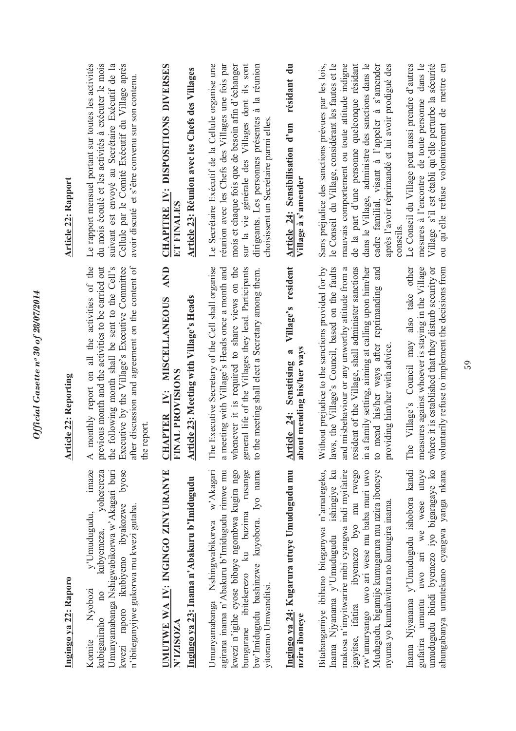**Ingingo ya 22: Raporo**

Komite Nyobozi y'Umudugudu, imaze kubiganiraho no kubyemeza, yohereza Umunyamabanga Nshigwabikorwa w'Akagari buri kwezi raporo ikubiyemo ibyakozwe byose n'ibiteganyijwe gukorwa mu kwezi gutaha.

**UMUTWE WA IV: INGINGO ZINYURANYE N'IZISOZA**

**Ingingo ya 23: Inama n'Abakuru b'Imidugudu**

Umunyamabanga Nshingwabikorwa w'Akagari agirana inama n'Abakuru b'Imidugudu rimwe mu kwezi n'igihe cyose bibaye ngombwa kugira ngo bungurane ibitekerezo ku buzima rusange bw'Imidugudu bashinzwe kuyobora. Iyo nama yitoramo Umwanditsi.

**Ingingo ya 24: Kugarura utuye Umudugudu mu nzira iboneye**

Bitabangamiye ibihano biteganywa n'amategeko, Inama Njyanama y'Umudugudu ishingiye ku makosa n'imyitwarire mibi cyangwa indi myifatire igayitse, ifatira ibyemezo byo mu rwego rw'umuryango uwo ari wese mu baba muri uwo Mudugudu, bigamije kumugarura mu nzira iboneye nyuma yo kumuhwitura no kumugira inama.

Inama Njyanama y'Umudugudu ishobora kandi gufatira umuntu uwo ari we wese utuye umudugudu ibindi byemezo iyo bigaragaye ko ahungabanya umutekano cyangwa yanga nkana

**Article 22: Reporting**

A monthly report on all the activities of the previous month and the activities to be carried out the following month shall be sent to the Cell's Executive by the Village's Executive Committee after discussion and agreement on the content of the report.

**CHAPTER IV: MISCELLANEOUS AND FINAL PROVISIONS**

**Article 23: Meeting with Village's Heads**

The Executive Secretary of the Cell shall organise a meeting with Village's Heads once a month and whenever it is required to share views on the general life of the Villages they lead. Participants to the meeting shall elect a Secretary among them.

**Article 24: Sensitising a Village's resident about mending his/her ways**

Without prejudice to the sanctions provided for by laws, the Village's Council, based on the faults and misbehaviour or any unworthy attitude from a resident of the Village, shall administer sanctions in a family setting, aiming at calling upon him/her to mend his/her ways after reprimanding and providing him/her with advice.

The Village's Council may also take other measures against whoever is staying in the Village where it is established that they disturb security or voluntarily refuse to implement the decisions from

**Article 22: Rapport**

Le rapport mensuel portant sur toutes les activités du mois écoulé et les activités à exécuter le mois suivant est envoyé au Secrétaire Exécutif de la Cellule par le Comité Exécutif du Village après avoir discuté et s'être convenu sur son contenu.

**CHAPITRE IV: DISPOSITIONS DIVERSES ET FINALES**

**Article 23: Réunion avec les Chefs des Villages**

Le Secrétaire Exécutif de la Cellule organise une réunion avec les Chefs des Villages une fois par mois et chaque fois que de besoin afin d'échanger sur la vie générale des Villages dont ils sont dirigeants. Les personnes présentes à la réunion choisissent un Secrétaire parmi elles.

**Article 24: Sensibilisation d'un résidant du Village à s'amender**

Sans préjudice des sanctions prévues par les lois, le Conseil du Village, considérant les fautes et le mauvais comportement ou toute attitude indigne de la part d'une personne quelconque résidant dans le Village, administre des sanctions dans le cadre familial, visant à l'appeler à s'amender après l'avoir réprimandé et lui avoir prodigué des conseils.

Le Conseil du Village peut aussi prendre d'autres mesures à l'encontre de toute personne dans le Village s'il est établi qu'elle perturbe la sécurité ou qu'elle refuse volontairement de mettre en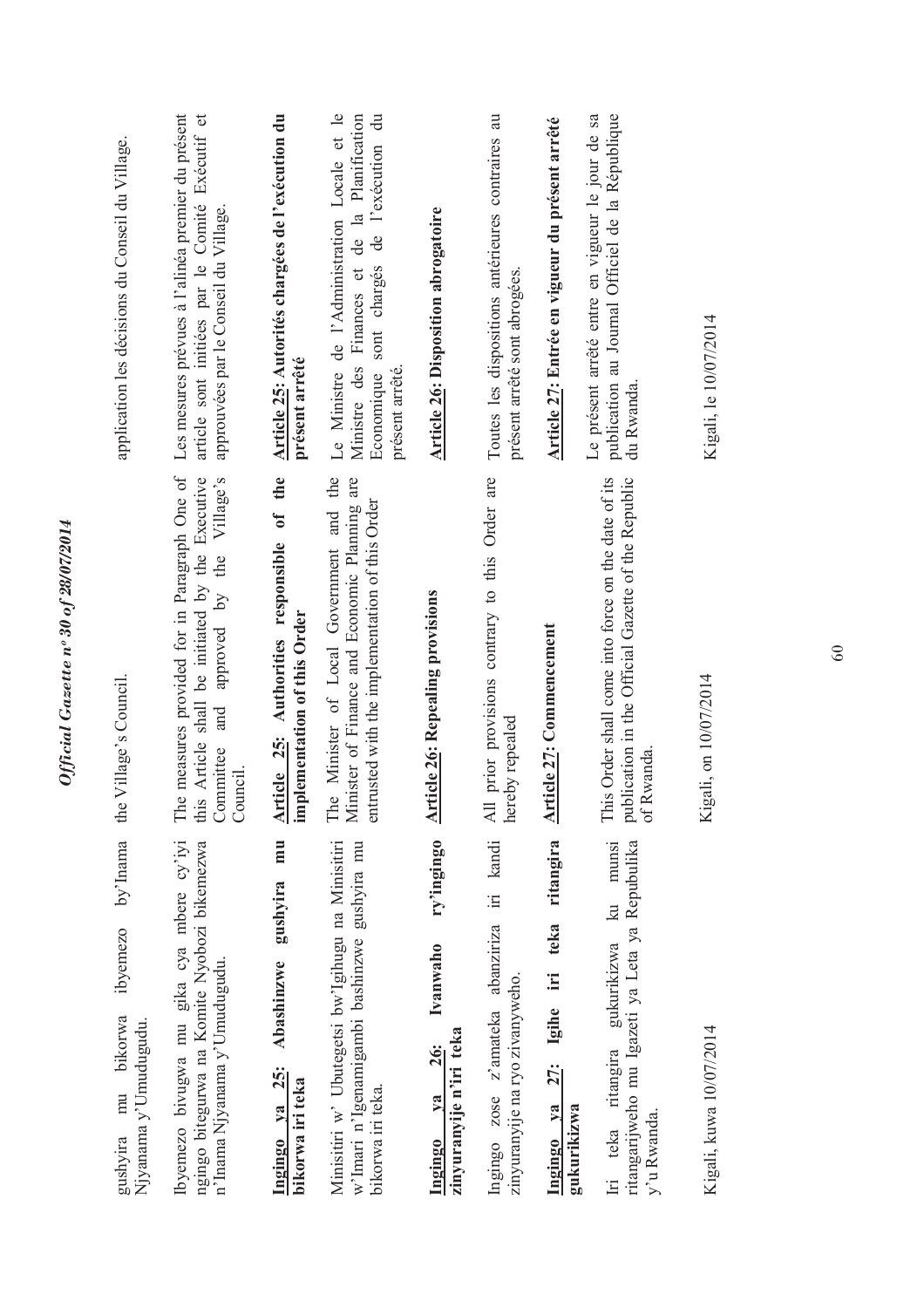gushyira mu bikorwa ibyemezo by'Inama Njyanama y'Umudugudu.

Ibyemezo bivugwa mu gika cya mbere cy'iyi ngingo bitegurwa na Komite Nyobozi bikemezwa n'Inama Njyanama y'Umudugudu.

**Ingingo ya 25: Abashinzwe gushyira mu bikorwa iri teka**

Minisitiri w' Ubutegetsi bw'Igihugu na Minisitiri w'Imari n'Igenamigambi bashinzwe gushyira mu bikorwa iri teka.

**Ingingo ya 26: Ivanwaho ry'ingingo zinyuranyije n'iri teka**

Ingingo zose z'amateka abanziriza iri kandi zinyuranyije na ryo zivanyweho.

**Ingingo ya 27: Igihe iri teka ritangira gukurikizwa**

Iri teka ritangira gukurikizwa ku munsi ritangarijweho mu Igazeti ya Leta ya Repubulika y'u Rwanda.

Kigali, kuwa 10/07/2014

the Village's Council.

The measures provided for in Paragraph One of this Article shall be initiated by the Executive Committee and approved by the Village's Council.

**Article 25: Authorities responsible of the implementation of this Order**

The Minister of Local Government and the Minister of Finance and Economic Planning are entrusted with the implementation of this Order

**Article 26: Repealing provisions**

All prior provisions contrary to this Order are hereby repealed

**Article 27: Commencement**

This Order shall come into force on the date of its publication in the Official Gazette of the Republic of Rwanda.

Kigali, on 10/07/2014

application les décisions du Conseil du Village.

Les mesures prévues à l'alinéa premier du présent article sont initiées par le Comité Exécutif et approuvées par le Conseil du Village.

**Article 25: Autorités chargées de l'exécution du présent arrêté**

Le Ministre de l'Administration Locale et le Ministre des Finances et de la Planification Economique sont chargés de l'exécution du présent arrêté.

**Article 26: Disposition abrogatoire**

Toutes les dispositions antérieures contraires au présent arrêté sont abrogées.

**Article 27: Entrée en vigueur du présent arrêté**

Le présent arrêté entre en vigueur le jour de sa publication au Journal Officiel de la République du Rwanda.

Kigali, le 10/07/2014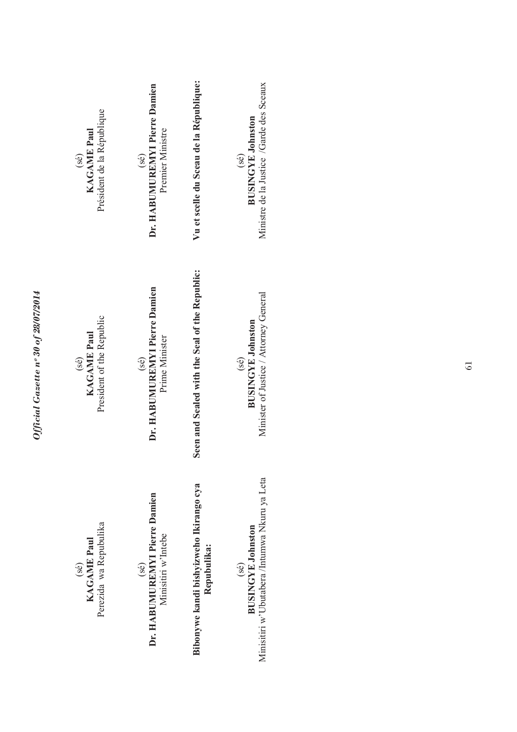(sé)
**KAGAME Paul**
Perezida wa Repubulika

(sé)
**Dr. HABUMUREMYI Pierre Damien**
Minisitiri w'Intebe

**Bibonywe kandi bishyizweho Ikirango cya Repubulika:**

(sé)
**BUSINGYE Johnston**
Minisitiri w'Ubutabera /Intumwa Nkuru ya Leta

(sé)
**KAGAME Paul**
President of the Republic

(sé)
**Dr. HABUMUREMYI Pierre Damien**
Prime Minister

**Seen and Sealed with the Seal of the Republic:**

(sé)
**BUSINGYE Johnston**
Minister of Justice / Attorney General

(sé)
**KAGAME Paul**
Président de la République

(sé)
**Dr. HABUMUREMYI Pierre Damien**
Premier Ministre

**Vu et scelle du Sceau de la République:**

(sé)
**BUSINGYE Johnston**
Ministre de la Justice /Garde des Sceaux